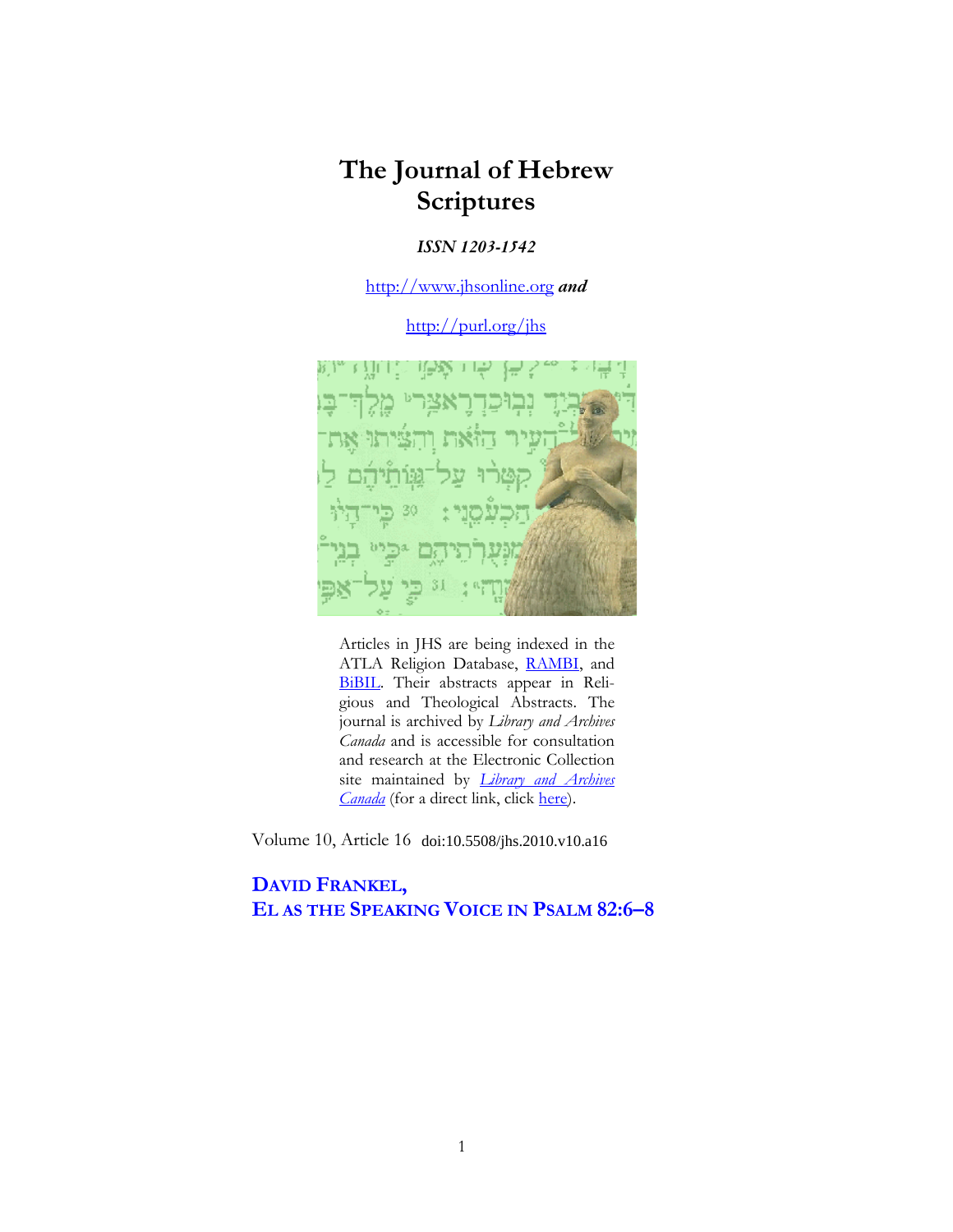# The Journal of Hebrew Scriptures

***ISSN 1203-1542***

http://www.jhsonline.org ***and***

http://purl.org/jhs

Articles in JHS are being indexed in the ATLA Religion Database, RAMBI, and BiBIL. Their abstracts appear in Religious and Theological Abstracts. The journal is archived by *Library and Archives Canada* and is accessible for consultation and research at the Electronic Collection site maintained by *Library and Archives Canada* (for a direct link, click here).

Volume 10, Article 16 doi:10.5508/jhs.2010.v10.a16

## DAVID FRANKEL,
## EL AS THE SPEAKING VOICE IN PSALM 82:6–8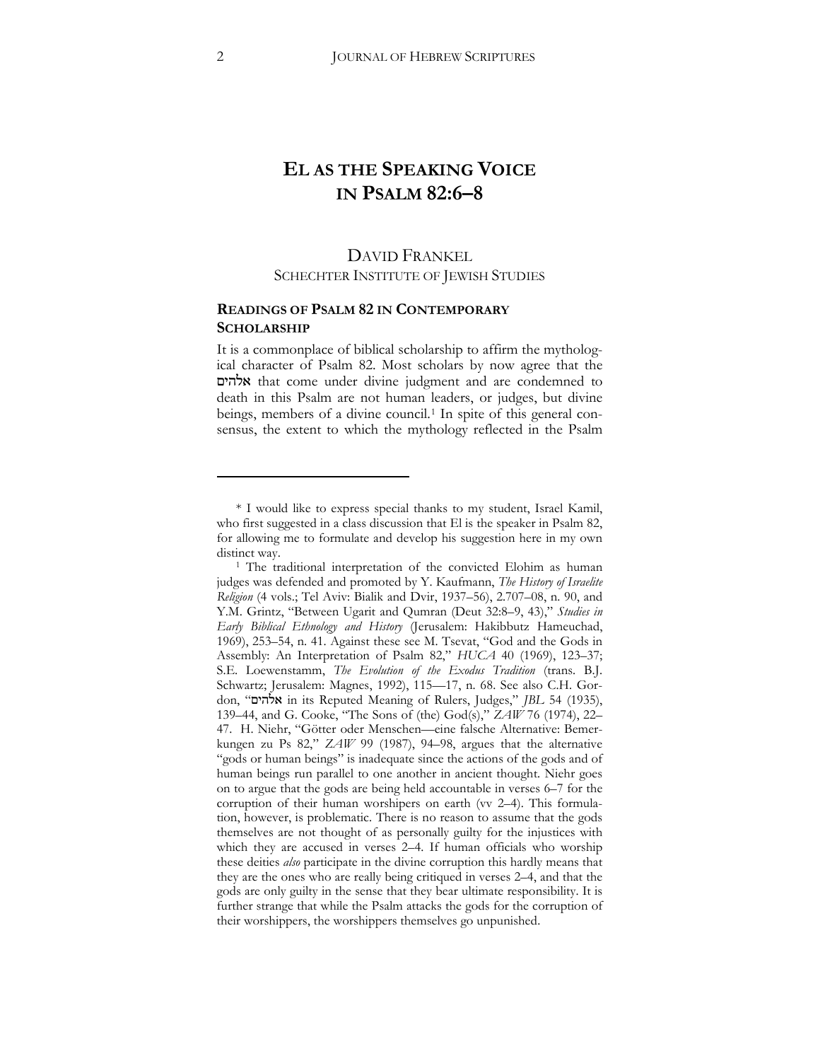# EL AS THE SPEAKING VOICE IN PSALM 82:6–8

DAVID FRANKEL
SCHECHTER INSTITUTE OF JEWISH STUDIES

## READINGS OF PSALM 82 IN CONTEMPORARY SCHOLARSHIP

It is a commonplace of biblical scholarship to affirm the mythological character of Psalm 82. Most scholars by now agree that the אלהים that come under divine judgment and are condemned to death in this Psalm are not human leaders, or judges, but divine beings, members of a divine council.[1] In spite of this general consensus, the extent to which the mythology reflected in the Psalm

---

\* I would like to express special thanks to my student, Israel Kamil, who first suggested in a class discussion that El is the speaker in Psalm 82, for allowing me to formulate and develop his suggestion here in my own distinct way.

[1] The traditional interpretation of the convicted Elohim as human judges was defended and promoted by Y. Kaufmann, *The History of Israelite Religion* (4 vols.; Tel Aviv: Bialik and Dvir, 1937–56), 2.707–08, n. 90, and Y.M. Grintz, "Between Ugarit and Qumran (Deut 32:8–9, 43)," *Studies in Early Biblical Ethnology and History* (Jerusalem: Hakibbutz Hameuchad, 1969), 253–54, n. 41. Against these see M. Tsevat, "God and the Gods in Assembly: An Interpretation of Psalm 82," *HUCA* 40 (1969), 123–37; S.E. Loewenstamm, *The Evolution of the Exodus Tradition* (trans. B.J. Schwartz; Jerusalem: Magnes, 1992), 115—17, n. 68. See also C.H. Gordon, "אלהים in its Reputed Meaning of Rulers, Judges," *JBL* 54 (1935), 139–44, and G. Cooke, "The Sons of (the) God(s)," *ZAW* 76 (1974), 22–47. H. Niehr, "Götter oder Menschen—eine falsche Alternative: Bemerkungen zu Ps 82," *ZAW* 99 (1987), 94–98, argues that the alternative "gods or human beings" is inadequate since the actions of the gods and of human beings run parallel to one another in ancient thought. Niehr goes on to argue that the gods are being held accountable in verses 6–7 for the corruption of their human worshipers on earth (vv 2–4). This formulation, however, is problematic. There is no reason to assume that the gods themselves are not thought of as personally guilty for the injustices with which they are accused in verses 2–4. If human officials who worship these deities *also* participate in the divine corruption this hardly means that they are the ones who are really being critiqued in verses 2–4, and that the gods are only guilty in the sense that they bear ultimate responsibility. It is further strange that while the Psalm attacks the gods for the corruption of their worshippers, the worshippers themselves go unpunished.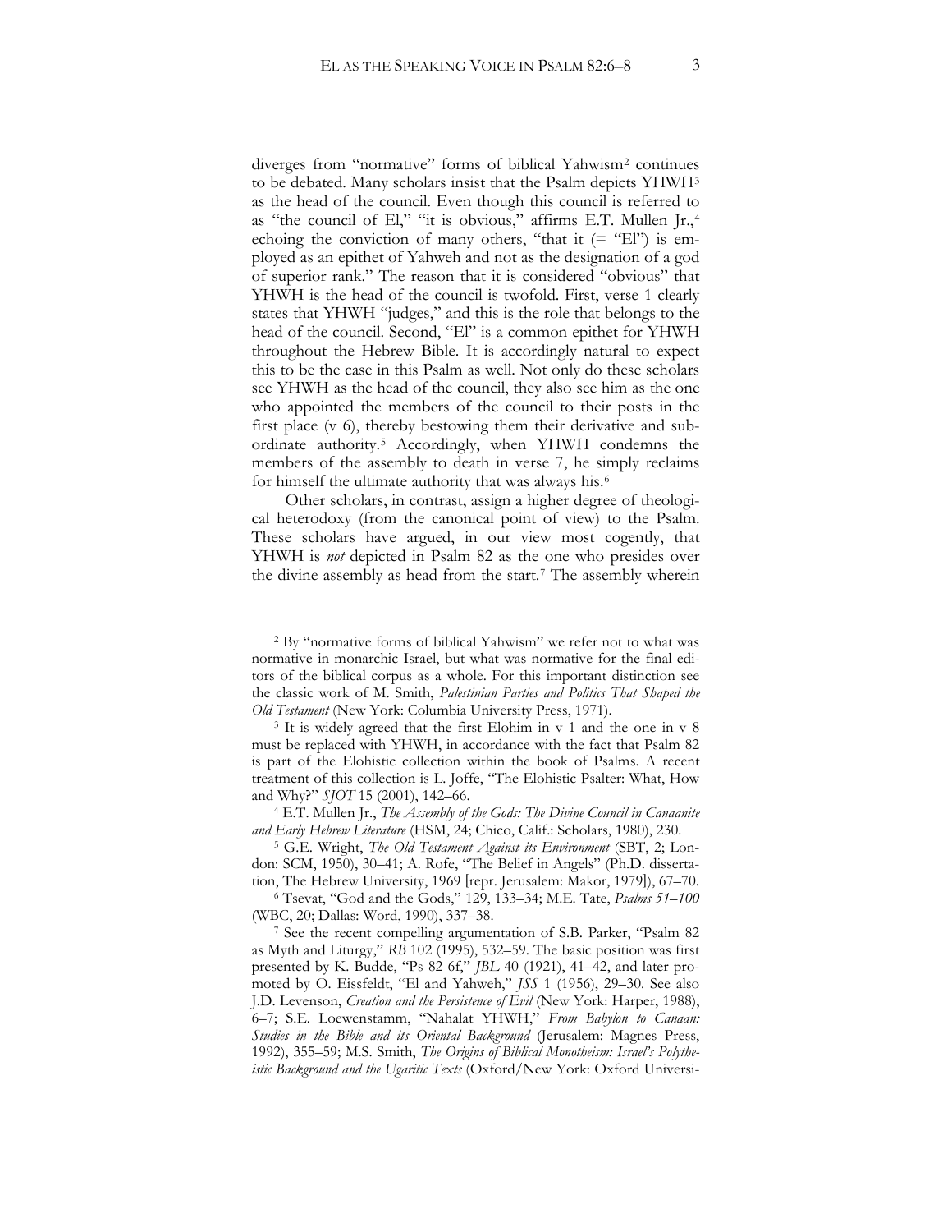diverges from "normative" forms of biblical Yahwism[2] continues to be debated. Many scholars insist that the Psalm depicts YHWH[3] as the head of the council. Even though this council is referred to as "the council of El," "it is obvious," affirms E.T. Mullen Jr.,[4] echoing the conviction of many others, "that it (= "El") is employed as an epithet of Yahweh and not as the designation of a god of superior rank." The reason that it is considered "obvious" that YHWH is the head of the council is twofold. First, verse 1 clearly states that YHWH "judges," and this is the role that belongs to the head of the council. Second, "El" is a common epithet for YHWH throughout the Hebrew Bible. It is accordingly natural to expect this to be the case in this Psalm as well. Not only do these scholars see YHWH as the head of the council, they also see him as the one who appointed the members of the council to their posts in the first place (v 6), thereby bestowing them their derivative and subordinate authority.[5] Accordingly, when YHWH condemns the members of the assembly to death in verse 7, he simply reclaims for himself the ultimate authority that was always his.[6]

Other scholars, in contrast, assign a higher degree of theological heterodoxy (from the canonical point of view) to the Psalm. These scholars have argued, in our view most cogently, that YHWH is *not* depicted in Psalm 82 as the one who presides over the divine assembly as head from the start.[7] The assembly wherein

---

[2] By "normative forms of biblical Yahwism" we refer not to what was normative in monarchic Israel, but what was normative for the final editors of the biblical corpus as a whole. For this important distinction see the classic work of M. Smith, *Palestinian Parties and Politics That Shaped the Old Testament* (New York: Columbia University Press, 1971).

[3] It is widely agreed that the first Elohim in v 1 and the one in v 8 must be replaced with YHWH, in accordance with the fact that Psalm 82 is part of the Elohistic collection within the book of Psalms. A recent treatment of this collection is L. Joffe, "The Elohistic Psalter: What, How and Why?" *SJOT* 15 (2001), 142–66.

[4] E.T. Mullen Jr., *The Assembly of the Gods: The Divine Council in Canaanite and Early Hebrew Literature* (HSM, 24; Chico, Calif.: Scholars, 1980), 230.

[5] G.E. Wright, *The Old Testament Against its Environment* (SBT, 2; London: SCM, 1950), 30–41; A. Rofe, "The Belief in Angels" (Ph.D. dissertation, The Hebrew University, 1969 [repr. Jerusalem: Makor, 1979]), 67–70.

[6] Tsevat, "God and the Gods," 129, 133–34; M.E. Tate, *Psalms 51–100* (WBC, 20; Dallas: Word, 1990), 337–38.

[7] See the recent compelling argumentation of S.B. Parker, "Psalm 82 as Myth and Liturgy," *RB* 102 (1995), 532–59. The basic position was first presented by K. Budde, "Ps 82 6f," *JBL* 40 (1921), 41–42, and later promoted by O. Eissfeldt, "El and Yahweh," *JSS* 1 (1956), 29–30. See also J.D. Levenson, *Creation and the Persistence of Evil* (New York: Harper, 1988), 6–7; S.E. Loewenstamm, "Nahalat YHWH," *From Babylon to Canaan: Studies in the Bible and its Oriental Background* (Jerusalem: Magnes Press, 1992), 355–59; M.S. Smith, *The Origins of Biblical Monotheism: Israel's Polytheistic Background and the Ugaritic Texts* (Oxford/New York: Oxford Universi-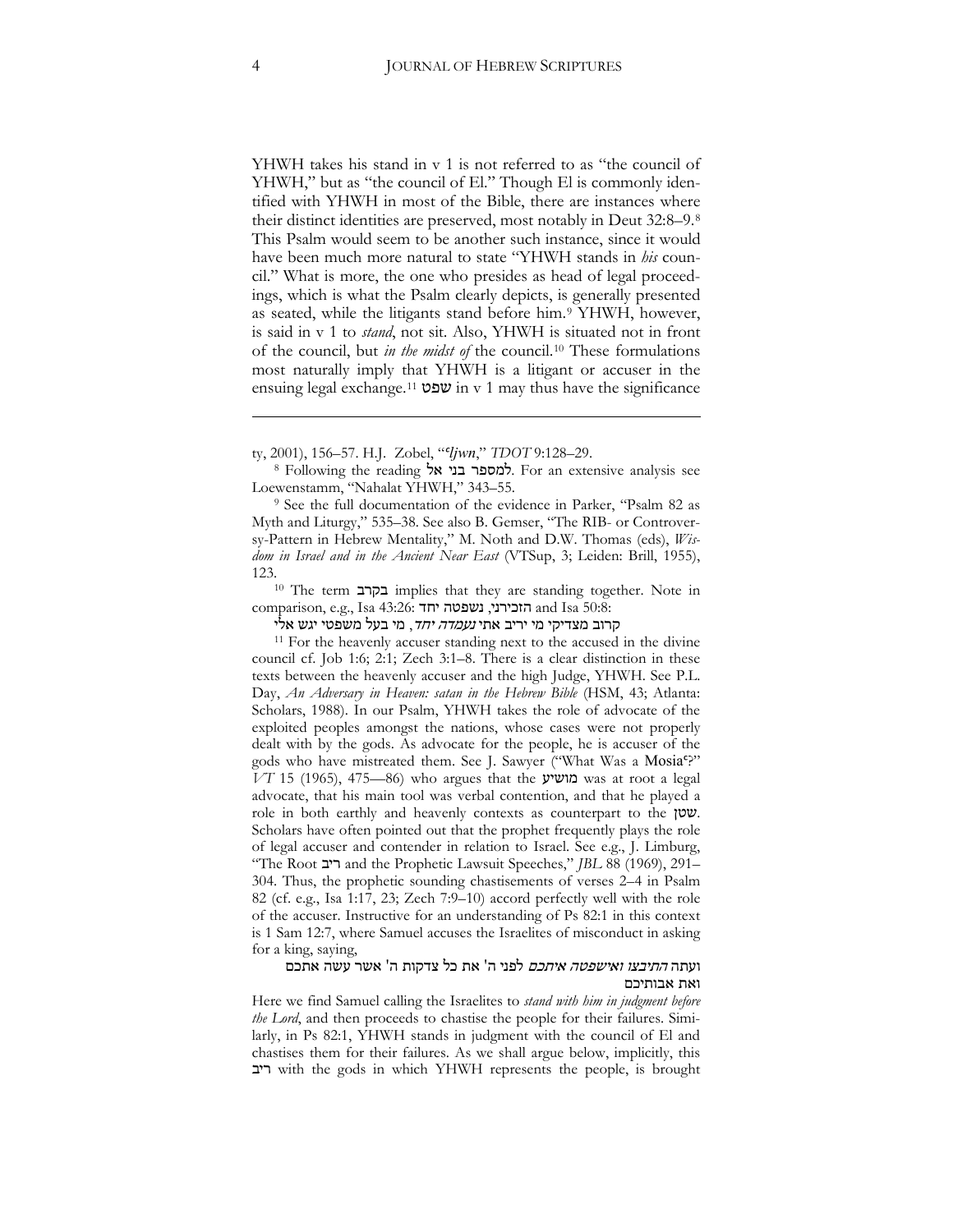YHWH takes his stand in v 1 is not referred to as "the council of YHWH," but as "the council of El." Though El is commonly identified with YHWH in most of the Bible, there are instances where their distinct identities are preserved, most notably in Deut 32:8–9.[8] This Psalm would seem to be another such instance, since it would have been much more natural to state "YHWH stands in *his* council." What is more, the one who presides as head of legal proceedings, which is what the Psalm clearly depicts, is generally presented as seated, while the litigants stand before him.[9] YHWH, however, is said in v 1 to *stand*, not sit. Also, YHWH is situated not in front of the council, but *in the midst of* the council.[10] These formulations most naturally imply that YHWH is a litigant or accuser in the ensuing legal exchange.[11] שפט in v 1 may thus have the significance

---

ty, 2001), 156–57. H.J. Zobel, "*ʿljwn*," *TDOT* 9:128–29.

[8] Following the reading למספר בני אל. For an extensive analysis see Loewenstamm, "Nahalat YHWH," 343–55.

[9] See the full documentation of the evidence in Parker, "Psalm 82 as Myth and Liturgy," 535–38. See also B. Gemser, "The RIB- or Controversy-Pattern in Hebrew Mentality," M. Noth and D.W. Thomas (eds), *Wisdom in Israel and in the Ancient Near East* (VTSup, 3; Leiden: Brill, 1955), 123.

[10] The term בקרב implies that they are standing together. Note in comparison, e.g., Isa 43:26: הזכירני, נשפטה יחד and Isa 50:8:

קרוב מצדיקי מי יריב אתי *נעמדה יחד*, מי בעל משפטי יגש אלי

[11] For the heavenly accuser standing next to the accused in the divine council cf. Job 1:6; 2:1; Zech 3:1–8. There is a clear distinction in these texts between the heavenly accuser and the high Judge, YHWH. See P.L. Day, *An Adversary in Heaven: satan in the Hebrew Bible* (HSM, 43; Atlanta: Scholars, 1988). In our Psalm, YHWH takes the role of advocate of the exploited peoples amongst the nations, whose cases were not properly dealt with by the gods. As advocate for the people, he is accuser of the gods who have mistreated them. See J. Sawyer ("What Was a Mosiaʿ?" *VT* 15 (1965), 475—86) who argues that the מושיע was at root a legal advocate, that his main tool was verbal contention, and that he played a role in both earthly and heavenly contexts as counterpart to the שטן. Scholars have often pointed out that the prophet frequently plays the role of legal accuser and contender in relation to Israel. See e.g., J. Limburg, "The Root ריב and the Prophetic Lawsuit Speeches," *JBL* 88 (1969), 291–304. Thus, the prophetic sounding chastisements of verses 2–4 in Psalm 82 (cf. e.g., Isa 1:17, 23; Zech 7:9–10) accord perfectly well with the role of the accuser. Instructive for an understanding of Ps 82:1 in this context is 1 Sam 12:7, where Samuel accuses the Israelites of misconduct in asking for a king, saying,

ועתה *התיצבו ואשפטה איתכם* לפני ה' את כל צדקות ה' אשר עשה אתכם ואת אבותיכם

Here we find Samuel calling the Israelites to *stand with him in judgment before the Lord*, and then proceeds to chastise the people for their failures. Similarly, in Ps 82:1, YHWH stands in judgment with the council of El and chastises them for their failures. As we shall argue below, implicitly, this ריב with the gods in which YHWH represents the people, is brought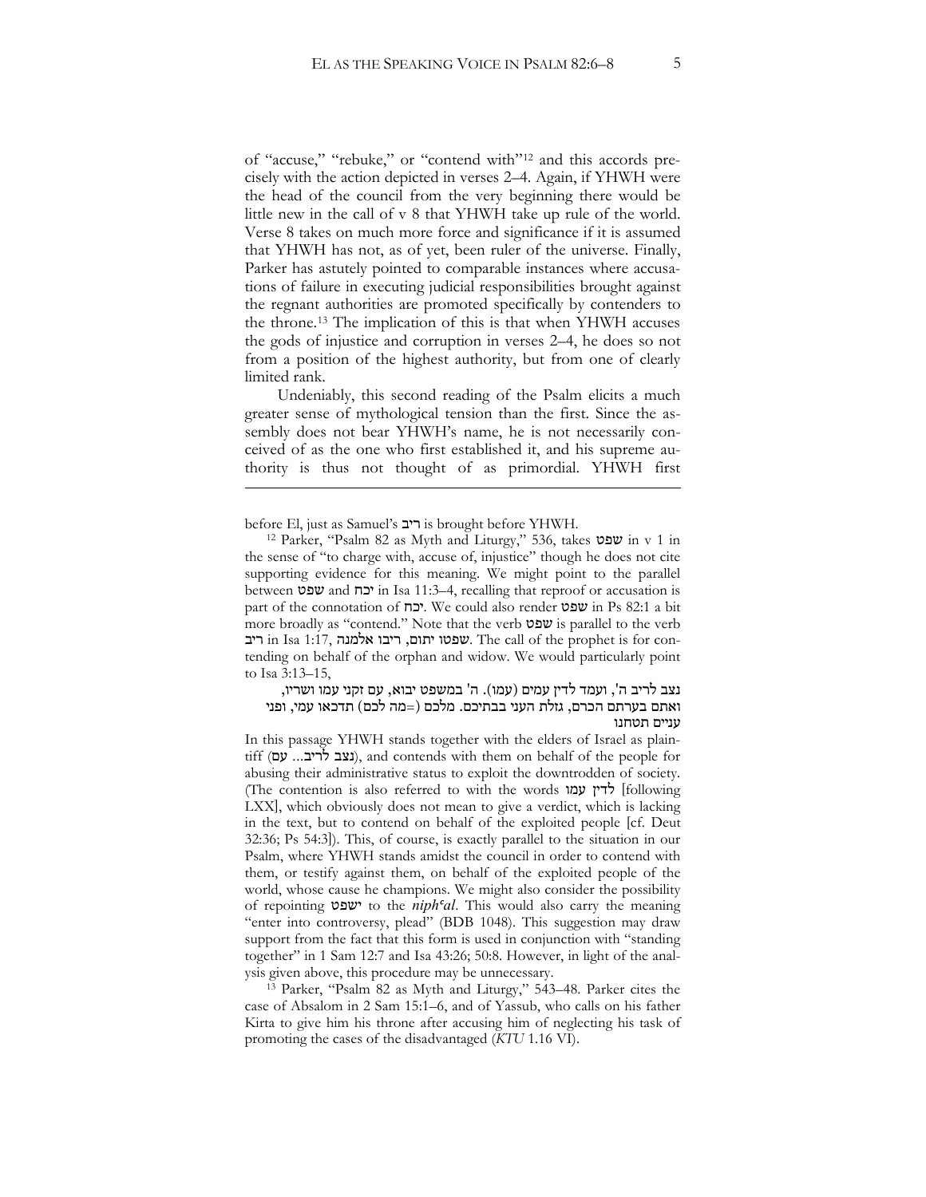of "accuse," "rebuke," or "contend with"[12] and this accords precisely with the action depicted in verses 2–4. Again, if YHWH were the head of the council from the very beginning there would be little new in the call of v 8 that YHWH take up rule of the world. Verse 8 takes on much more force and significance if it is assumed that YHWH has not, as of yet, been ruler of the universe. Finally, Parker has astutely pointed to comparable instances where accusations of failure in executing judicial responsibilities brought against the regnant authorities are promoted specifically by contenders to the throne.[13] The implication of this is that when YHWH accuses the gods of injustice and corruption in verses 2–4, he does so not from a position of the highest authority, but from one of clearly limited rank.

Undeniably, this second reading of the Psalm elicits a much greater sense of mythological tension than the first. Since the assembly does not bear YHWH's name, he is not necessarily conceived of as the one who first established it, and his supreme authority is thus not thought of as primordial. YHWH first

---

before El, just as Samuel's ריב is brought before YHWH.

[12] Parker, "Psalm 82 as Myth and Liturgy," 536, takes שפט in v 1 in the sense of "to charge with, accuse of, injustice" though he does not cite supporting evidence for this meaning. We might point to the parallel between שפט and יכח in Isa 11:3–4, recalling that reproof or accusation is part of the connotation of יכח. We could also render שפט in Ps 82:1 a bit more broadly as "contend." Note that the verb שפט is parallel to the verb ריב in Isa 1:17, שפטו יתום, ריבו אלמנה. The call of the prophet is for contending on behalf of the orphan and widow. We would particularly point to Isa 3:13–15,

> נצב לריב ה', ועמד לדין עמים (עמו). ה' במשפט יבוא, עם זקני עמו ושריו, ואתם בערתם הכרם, גזלת העני בבתיכם. מלכם (=מה לכם) תדכאו עמי, ופני עניים תטחנו

In this passage YHWH stands together with the elders of Israel as plaintiff (נצב לריב... עם), and contends with them on behalf of the people for abusing their administrative status to exploit the downtrodden of society. (The contention is also referred to with the words לדין עמו [following LXX], which obviously does not mean to give a verdict, which is lacking in the text, but to contend on behalf of the exploited people [cf. Deut 32:36; Ps 54:3]). This, of course, is exactly parallel to the situation in our Psalm, where YHWH stands amidst the council in order to contend with them, or testify against them, on behalf of the exploited people of the world, whose cause he champions. We might also consider the possibility of repointing ישפט to the *niphʿal*. This would also carry the meaning "enter into controversy, plead" (BDB 1048). This suggestion may draw support from the fact that this form is used in conjunction with "standing together" in 1 Sam 12:7 and Isa 43:26; 50:8. However, in light of the analysis given above, this procedure may be unnecessary.

[13] Parker, "Psalm 82 as Myth and Liturgy," 543–48. Parker cites the case of Absalom in 2 Sam 15:1–6, and of Yassub, who calls on his father Kirta to give him his throne after accusing him of neglecting his task of promoting the cases of the disadvantaged (*KTU* 1.16 VI).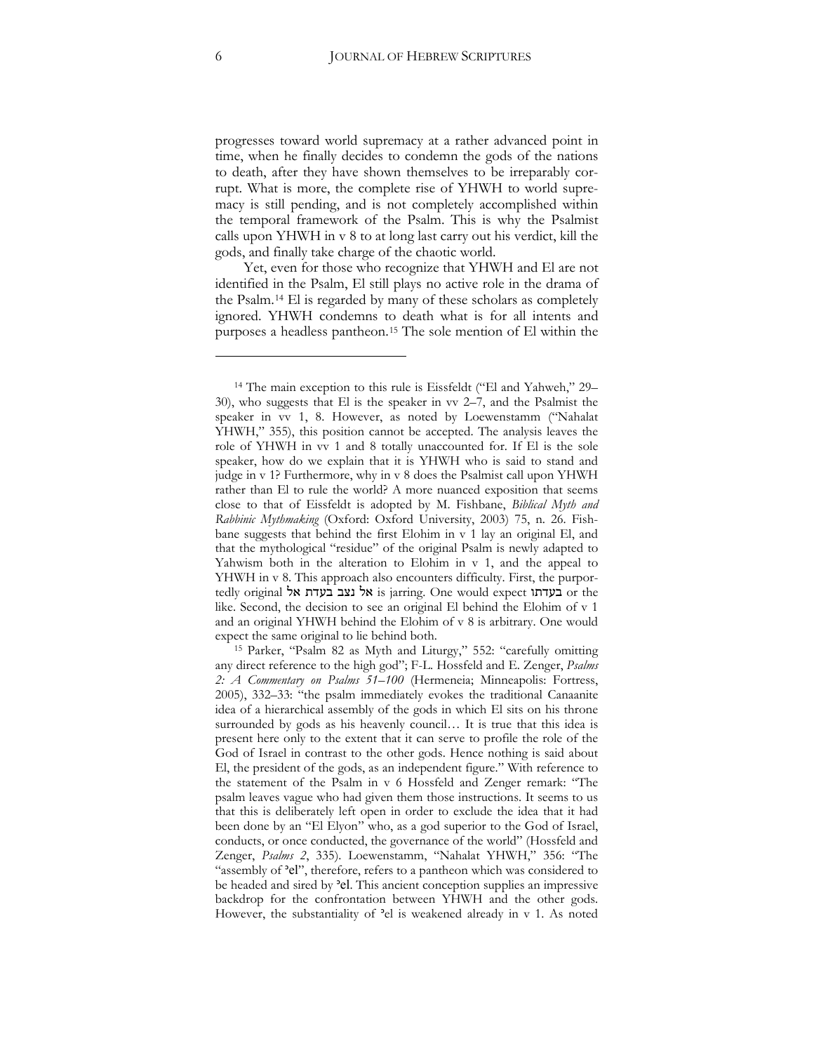progresses toward world supremacy at a rather advanced point in time, when he finally decides to condemn the gods of the nations to death, after they have shown themselves to be irreparably corrupt. What is more, the complete rise of YHWH to world supremacy is still pending, and is not completely accomplished within the temporal framework of the Psalm. This is why the Psalmist calls upon YHWH in v 8 to at long last carry out his verdict, kill the gods, and finally take charge of the chaotic world.

Yet, even for those who recognize that YHWH and El are not identified in the Psalm, El still plays no active role in the drama of the Psalm.[14] El is regarded by many of these scholars as completely ignored. YHWH condemns to death what is for all intents and purposes a headless pantheon.[15] The sole mention of El within the

---

[14] The main exception to this rule is Eissfeldt ("El and Yahweh," 29–30), who suggests that El is the speaker in vv 2–7, and the Psalmist the speaker in vv 1, 8. However, as noted by Loewenstamm ("Nahalat YHWH," 355), this position cannot be accepted. The analysis leaves the role of YHWH in vv 1 and 8 totally unaccounted for. If El is the sole speaker, how do we explain that it is YHWH who is said to stand and judge in v 1? Furthermore, why in v 8 does the Psalmist call upon YHWH rather than El to rule the world? A more nuanced exposition that seems close to that of Eissfeldt is adopted by M. Fishbane, *Biblical Myth and Rabbinic Mythmaking* (Oxford: Oxford University, 2003) 75, n. 26. Fishbane suggests that behind the first Elohim in v 1 lay an original El, and that the mythological "residue" of the original Psalm is newly adapted to Yahwism both in the alteration to Elohim in v 1, and the appeal to YHWH in v 8. This approach also encounters difficulty. First, the purportedly original אל נצב בעדת אל is jarring. One would expect בעדתו or the like. Second, the decision to see an original El behind the Elohim of v 1 and an original YHWH behind the Elohim of v 8 is arbitrary. One would expect the same original to lie behind both.

[15] Parker, "Psalm 82 as Myth and Liturgy," 552: "carefully omitting any direct reference to the high god"; F-L. Hossfeld and E. Zenger, *Psalms 2: A Commentary on Psalms 51–100* (Hermeneia; Minneapolis: Fortress, 2005), 332–33: "the psalm immediately evokes the traditional Canaanite idea of a hierarchical assembly of the gods in which El sits on his throne surrounded by gods as his heavenly council… It is true that this idea is present here only to the extent that it can serve to profile the role of the God of Israel in contrast to the other gods. Hence nothing is said about El, the president of the gods, as an independent figure." With reference to the statement of the Psalm in v 6 Hossfeld and Zenger remark: "The psalm leaves vague who had given them those instructions. It seems to us that this is deliberately left open in order to exclude the idea that it had been done by an "El Elyon" who, as a god superior to the God of Israel, conducts, or once conducted, the governance of the world" (Hossfeld and Zenger, *Psalms 2*, 335). Loewenstamm, "Nahalat YHWH," 356: "The "assembly of ʾel", therefore, refers to a pantheon which was considered to be headed and sired by ʾel. This ancient conception supplies an impressive backdrop for the confrontation between YHWH and the other gods. However, the substantiality of ʾel is weakened already in v 1. As noted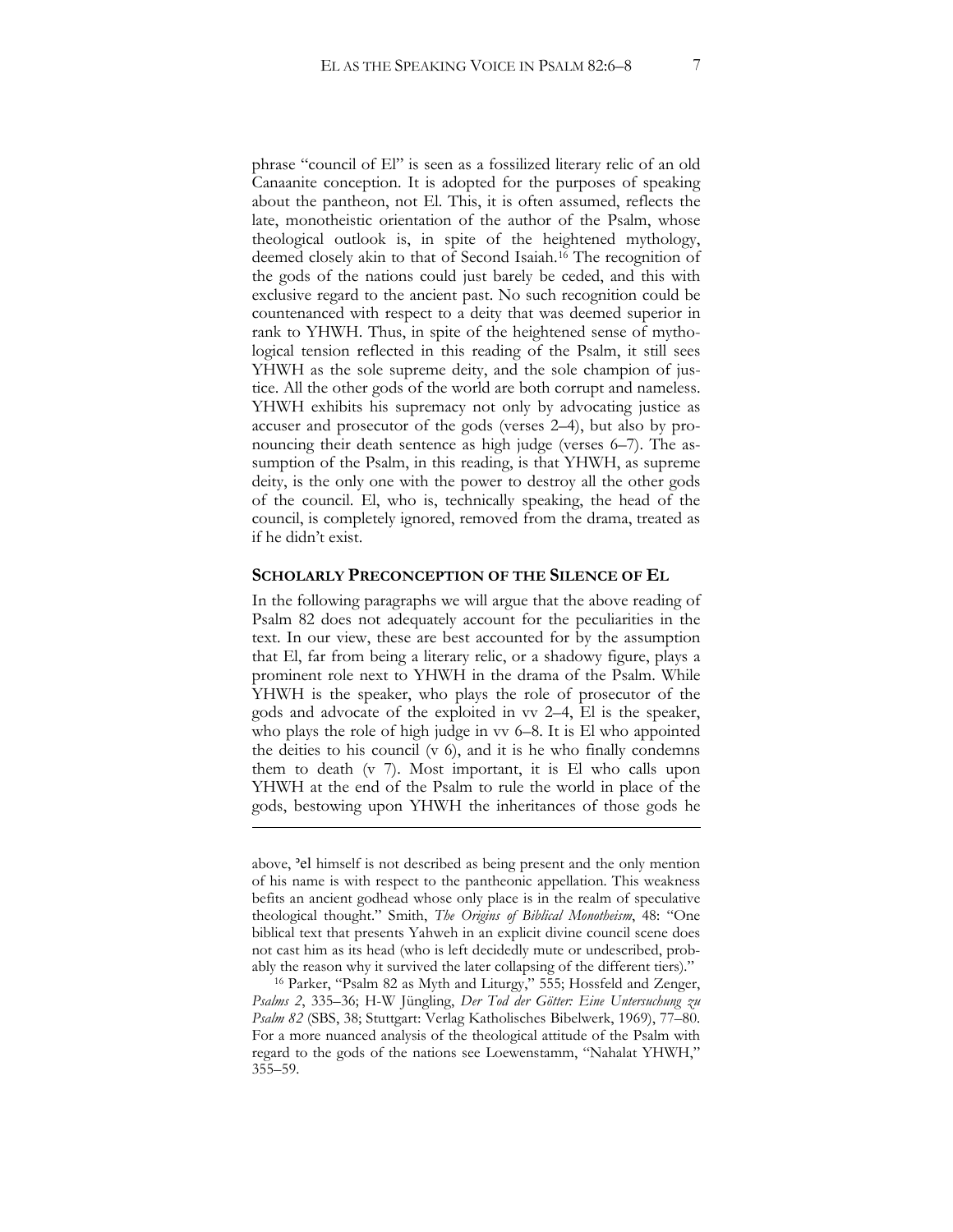phrase "council of El" is seen as a fossilized literary relic of an old Canaanite conception. It is adopted for the purposes of speaking about the pantheon, not El. This, it is often assumed, reflects the late, monotheistic orientation of the author of the Psalm, whose theological outlook is, in spite of the heightened mythology, deemed closely akin to that of Second Isaiah.[16] The recognition of the gods of the nations could just barely be ceded, and this with exclusive regard to the ancient past. No such recognition could be countenanced with respect to a deity that was deemed superior in rank to YHWH. Thus, in spite of the heightened sense of mythological tension reflected in this reading of the Psalm, it still sees YHWH as the sole supreme deity, and the sole champion of justice. All the other gods of the world are both corrupt and nameless. YHWH exhibits his supremacy not only by advocating justice as accuser and prosecutor of the gods (verses 2–4), but also by pronouncing their death sentence as high judge (verses 6–7). The assumption of the Psalm, in this reading, is that YHWH, as supreme deity, is the only one with the power to destroy all the other gods of the council. El, who is, technically speaking, the head of the council, is completely ignored, removed from the drama, treated as if he didn't exist.

## SCHOLARLY PRECONCEPTION OF THE SILENCE OF EL

In the following paragraphs we will argue that the above reading of Psalm 82 does not adequately account for the peculiarities in the text. In our view, these are best accounted for by the assumption that El, far from being a literary relic, or a shadowy figure, plays a prominent role next to YHWH in the drama of the Psalm. While YHWH is the speaker, who plays the role of prosecutor of the gods and advocate of the exploited in vv 2–4, El is the speaker, who plays the role of high judge in vv 6–8. It is El who appointed the deities to his council (v 6), and it is he who finally condemns them to death (v 7). Most important, it is El who calls upon YHWH at the end of the Psalm to rule the world in place of the gods, bestowing upon YHWH the inheritances of those gods he

---

above, **'el** himself is not described as being present and the only mention of his name is with respect to the pantheonic appellation. This weakness befits an ancient godhead whose only place is in the realm of speculative theological thought." Smith, *The Origins of Biblical Monotheism*, 48: "One biblical text that presents Yahweh in an explicit divine council scene does not cast him as its head (who is left decidedly mute or undescribed, probably the reason why it survived the later collapsing of the different tiers)."

[16] Parker, "Psalm 82 as Myth and Liturgy," 555; Hossfeld and Zenger, *Psalms 2*, 335–36; H-W Jüngling, *Der Tod der Götter: Eine Untersuchung zu Psalm 82* (SBS, 38; Stuttgart: Verlag Katholisches Bibelwerk, 1969), 77–80. For a more nuanced analysis of the theological attitude of the Psalm with regard to the gods of the nations see Loewenstamm, "Nahalat YHWH," 355–59.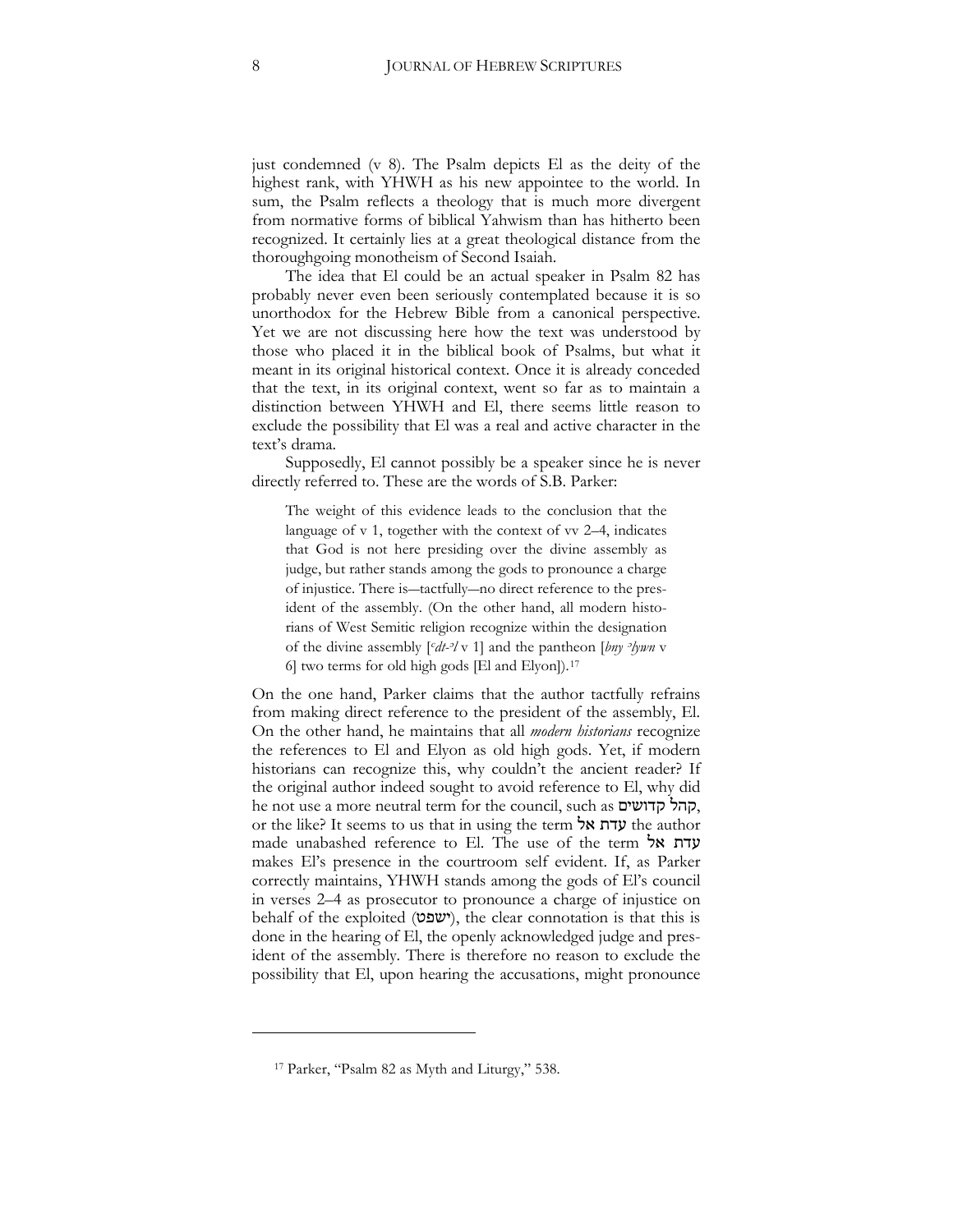just condemned (v 8). The Psalm depicts El as the deity of the highest rank, with YHWH as his new appointee to the world. In sum, the Psalm reflects a theology that is much more divergent from normative forms of biblical Yahwism than has hitherto been recognized. It certainly lies at a great theological distance from the thoroughgoing monotheism of Second Isaiah.

The idea that El could be an actual speaker in Psalm 82 has probably never even been seriously contemplated because it is so unorthodox for the Hebrew Bible from a canonical perspective. Yet we are not discussing here how the text was understood by those who placed it in the biblical book of Psalms, but what it meant in its original historical context. Once it is already conceded that the text, in its original context, went so far as to maintain a distinction between YHWH and El, there seems little reason to exclude the possibility that El was a real and active character in the text's drama.

Supposedly, El cannot possibly be a speaker since he is never directly referred to. These are the words of S.B. Parker:

> The weight of this evidence leads to the conclusion that the language of v 1, together with the context of vv 2–4, indicates that God is not here presiding over the divine assembly as judge, but rather stands among the gods to pronounce a charge of injustice. There is—tactfully—no direct reference to the president of the assembly. (On the other hand, all modern historians of West Semitic religion recognize within the designation of the divine assembly [*ʿdt-ʾl* v 1] and the pantheon [*bny ʿlywn* v 6] two terms for old high gods [El and Elyon]).[17]

On the one hand, Parker claims that the author tactfully refrains from making direct reference to the president of the assembly, El. On the other hand, he maintains that all *modern historians* recognize the references to El and Elyon as old high gods. Yet, if modern historians can recognize this, why couldn't the ancient reader? If the original author indeed sought to avoid reference to El, why did he not use a more neutral term for the council, such as קהל קדושים, or the like? It seems to us that in using the term עדת אל the author made unabashed reference to El. The use of the term עדת אל makes El's presence in the courtroom self evident. If, as Parker correctly maintains, YHWH stands among the gods of El's council in verses 2–4 as prosecutor to pronounce a charge of injustice on behalf of the exploited (ישפט), the clear connotation is that this is done in the hearing of El, the openly acknowledged judge and president of the assembly. There is therefore no reason to exclude the possibility that El, upon hearing the accusations, might pronounce

---

[17] Parker, "Psalm 82 as Myth and Liturgy," 538.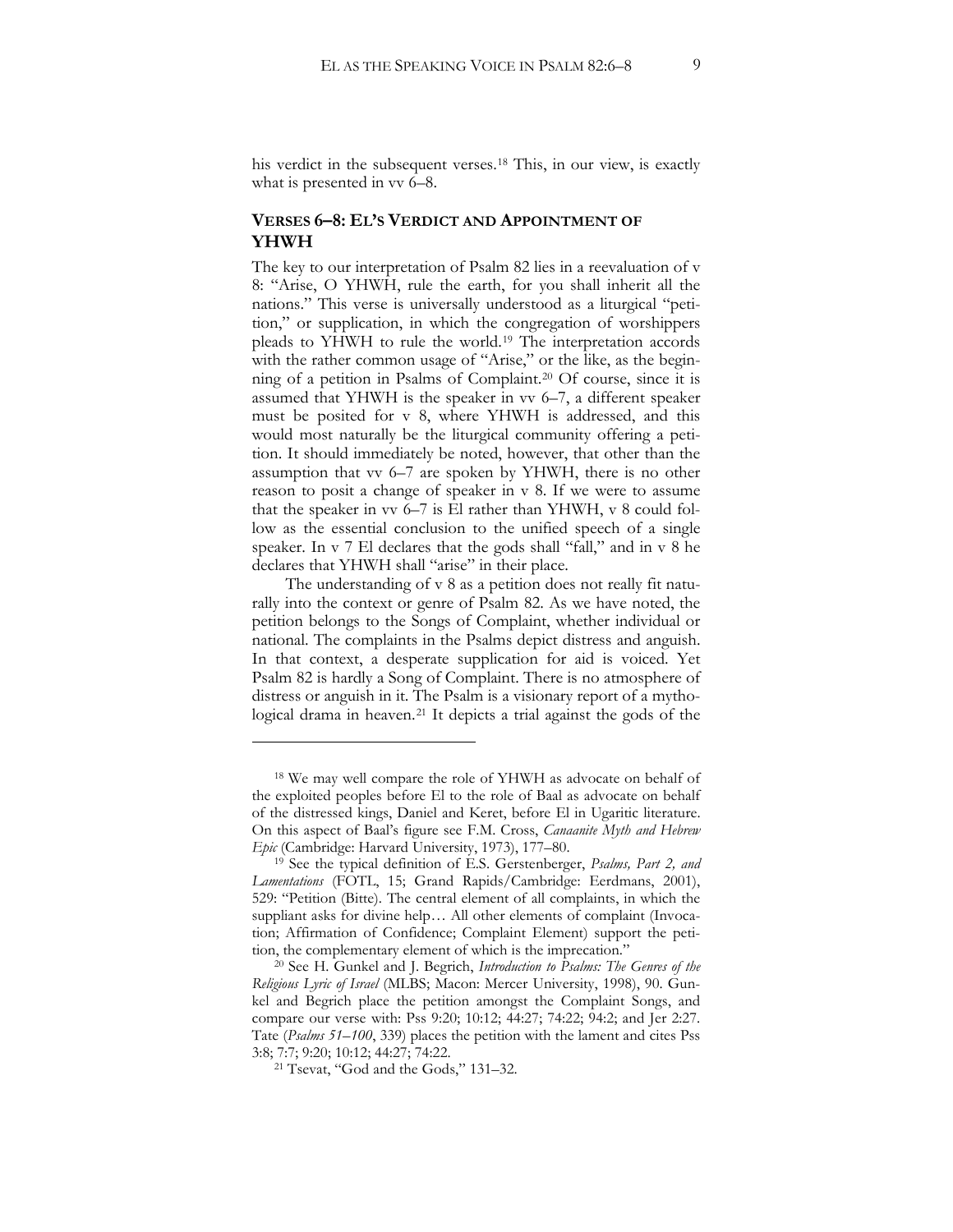his verdict in the subsequent verses.[18] This, in our view, is exactly what is presented in vv 6–8.

## VERSES 6–8: EL'S VERDICT AND APPOINTMENT OF YHWH

The key to our interpretation of Psalm 82 lies in a reevaluation of v 8: "Arise, O YHWH, rule the earth, for you shall inherit all the nations." This verse is universally understood as a liturgical "petition," or supplication, in which the congregation of worshippers pleads to YHWH to rule the world.[19] The interpretation accords with the rather common usage of "Arise," or the like, as the beginning of a petition in Psalms of Complaint.[20] Of course, since it is assumed that YHWH is the speaker in vv 6–7, a different speaker must be posited for v 8, where YHWH is addressed, and this would most naturally be the liturgical community offering a petition. It should immediately be noted, however, that other than the assumption that vv 6–7 are spoken by YHWH, there is no other reason to posit a change of speaker in v 8. If we were to assume that the speaker in vv 6–7 is El rather than YHWH, v 8 could follow as the essential conclusion to the unified speech of a single speaker. In v 7 El declares that the gods shall "fall," and in v 8 he declares that YHWH shall "arise" in their place.

The understanding of v 8 as a petition does not really fit naturally into the context or genre of Psalm 82. As we have noted, the petition belongs to the Songs of Complaint, whether individual or national. The complaints in the Psalms depict distress and anguish. In that context, a desperate supplication for aid is voiced. Yet Psalm 82 is hardly a Song of Complaint. There is no atmosphere of distress or anguish in it. The Psalm is a visionary report of a mythological drama in heaven.[21] It depicts a trial against the gods of the

---

[18] We may well compare the role of YHWH as advocate on behalf of the exploited peoples before El to the role of Baal as advocate on behalf of the distressed kings, Daniel and Keret, before El in Ugaritic literature. On this aspect of Baal's figure see F.M. Cross, *Canaanite Myth and Hebrew Epic* (Cambridge: Harvard University, 1973), 177–80.

[19] See the typical definition of E.S. Gerstenberger, *Psalms, Part 2, and Lamentations* (FOTL, 15; Grand Rapids/Cambridge: Eerdmans, 2001), 529: "Petition (Bitte). The central element of all complaints, in which the suppliant asks for divine help… All other elements of complaint (Invocation; Affirmation of Confidence; Complaint Element) support the petition, the complementary element of which is the imprecation."

[20] See H. Gunkel and J. Begrich, *Introduction to Psalms: The Genres of the Religious Lyric of Israel* (MLBS; Macon: Mercer University, 1998), 90. Gunkel and Begrich place the petition amongst the Complaint Songs, and compare our verse with: Pss 9:20; 10:12; 44:27; 74:22; 94:2; and Jer 2:27. Tate (*Psalms 51–100*, 339) places the petition with the lament and cites Pss 3:8; 7:7; 9:20; 10:12; 44:27; 74:22.

[21] Tsevat, "God and the Gods," 131–32.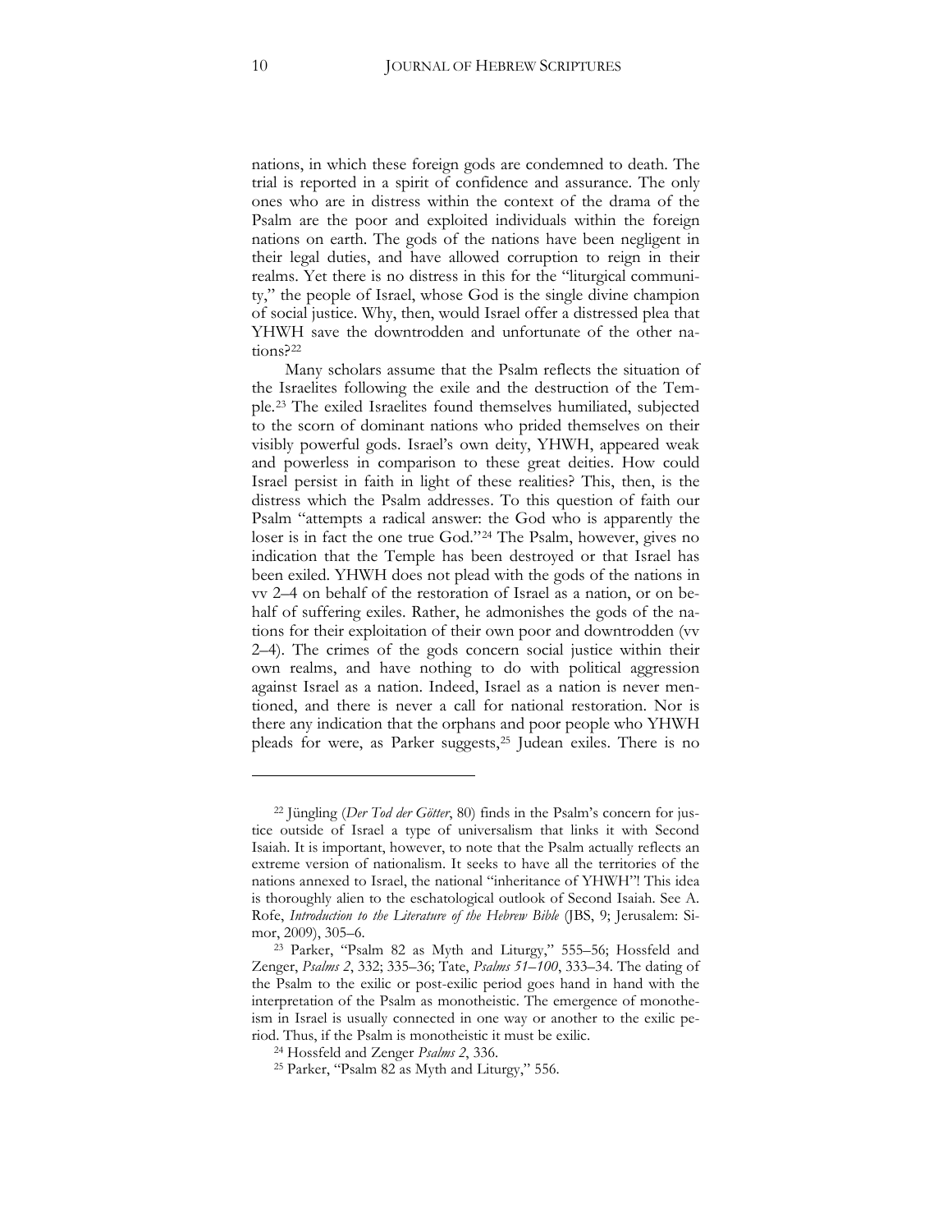nations, in which these foreign gods are condemned to death. The trial is reported in a spirit of confidence and assurance. The only ones who are in distress within the context of the drama of the Psalm are the poor and exploited individuals within the foreign nations on earth. The gods of the nations have been negligent in their legal duties, and have allowed corruption to reign in their realms. Yet there is no distress in this for the "liturgical community," the people of Israel, whose God is the single divine champion of social justice. Why, then, would Israel offer a distressed plea that YHWH save the downtrodden and unfortunate of the other nations?[22]

Many scholars assume that the Psalm reflects the situation of the Israelites following the exile and the destruction of the Temple.[23] The exiled Israelites found themselves humiliated, subjected to the scorn of dominant nations who prided themselves on their visibly powerful gods. Israel's own deity, YHWH, appeared weak and powerless in comparison to these great deities. How could Israel persist in faith in light of these realities? This, then, is the distress which the Psalm addresses. To this question of faith our Psalm "attempts a radical answer: the God who is apparently the loser is in fact the one true God."[24] The Psalm, however, gives no indication that the Temple has been destroyed or that Israel has been exiled. YHWH does not plead with the gods of the nations in vv 2–4 on behalf of the restoration of Israel as a nation, or on behalf of suffering exiles. Rather, he admonishes the gods of the nations for their exploitation of their own poor and downtrodden (vv 2–4). The crimes of the gods concern social justice within their own realms, and have nothing to do with political aggression against Israel as a nation. Indeed, Israel as a nation is never mentioned, and there is never a call for national restoration. Nor is there any indication that the orphans and poor people who YHWH pleads for were, as Parker suggests,[25] Judean exiles. There is no

---

[22] Jüngling (*Der Tod der Götter*, 80) finds in the Psalm's concern for justice outside of Israel a type of universalism that links it with Second Isaiah. It is important, however, to note that the Psalm actually reflects an extreme version of nationalism. It seeks to have all the territories of the nations annexed to Israel, the national "inheritance of YHWH"! This idea is thoroughly alien to the eschatological outlook of Second Isaiah. See A. Rofe, *Introduction to the Literature of the Hebrew Bible* (JBS, 9; Jerusalem: Simor, 2009), 305–6.

[23] Parker, "Psalm 82 as Myth and Liturgy," 555–56; Hossfeld and Zenger, *Psalms 2*, 332; 335–36; Tate, *Psalms 51–100*, 333–34. The dating of the Psalm to the exilic or post-exilic period goes hand in hand with the interpretation of the Psalm as monotheistic. The emergence of monotheism in Israel is usually connected in one way or another to the exilic period. Thus, if the Psalm is monotheistic it must be exilic.

[24] Hossfeld and Zenger *Psalms 2*, 336.

[25] Parker, "Psalm 82 as Myth and Liturgy," 556.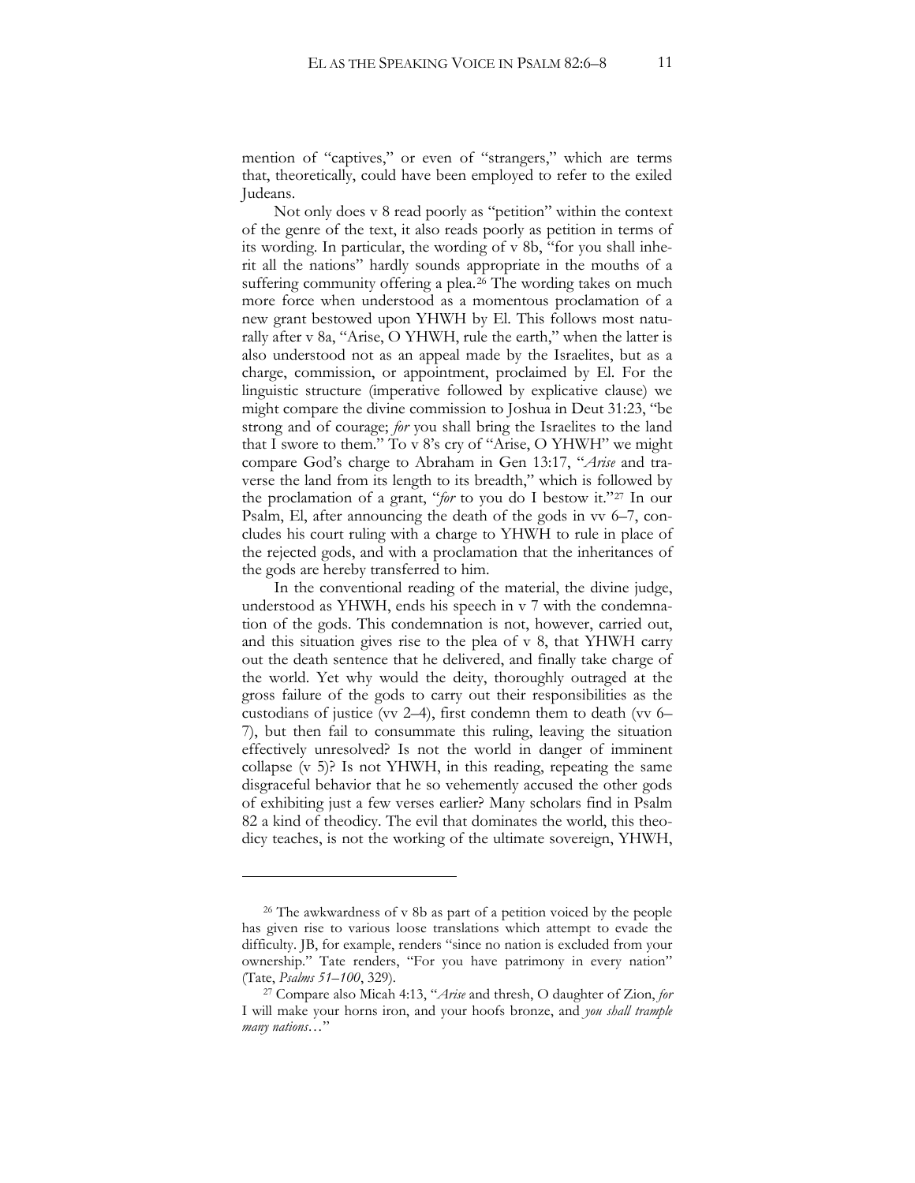mention of "captives," or even of "strangers," which are terms that, theoretically, could have been employed to refer to the exiled Judeans.

Not only does v 8 read poorly as "petition" within the context of the genre of the text, it also reads poorly as petition in terms of its wording. In particular, the wording of v 8b, "for you shall inherit all the nations" hardly sounds appropriate in the mouths of a suffering community offering a plea.[26] The wording takes on much more force when understood as a momentous proclamation of a new grant bestowed upon YHWH by El. This follows most naturally after v 8a, "Arise, O YHWH, rule the earth," when the latter is also understood not as an appeal made by the Israelites, but as a charge, commission, or appointment, proclaimed by El. For the linguistic structure (imperative followed by explicative clause) we might compare the divine commission to Joshua in Deut 31:23, "be strong and of courage; *for* you shall bring the Israelites to the land that I swore to them." To v 8's cry of "Arise, O YHWH" we might compare God's charge to Abraham in Gen 13:17, "*Arise* and traverse the land from its length to its breadth," which is followed by the proclamation of a grant, "*for* to you do I bestow it."[27] In our Psalm, El, after announcing the death of the gods in vv 6–7, concludes his court ruling with a charge to YHWH to rule in place of the rejected gods, and with a proclamation that the inheritances of the gods are hereby transferred to him.

In the conventional reading of the material, the divine judge, understood as YHWH, ends his speech in v 7 with the condemnation of the gods. This condemnation is not, however, carried out, and this situation gives rise to the plea of v 8, that YHWH carry out the death sentence that he delivered, and finally take charge of the world. Yet why would the deity, thoroughly outraged at the gross failure of the gods to carry out their responsibilities as the custodians of justice (vv 2–4), first condemn them to death (vv 6–7), but then fail to consummate this ruling, leaving the situation effectively unresolved? Is not the world in danger of imminent collapse (v 5)? Is not YHWH, in this reading, repeating the same disgraceful behavior that he so vehemently accused the other gods of exhibiting just a few verses earlier? Many scholars find in Psalm 82 a kind of theodicy. The evil that dominates the world, this theodicy teaches, is not the working of the ultimate sovereign, YHWH,

---

[26] The awkwardness of v 8b as part of a petition voiced by the people has given rise to various loose translations which attempt to evade the difficulty. JB, for example, renders "since no nation is excluded from your ownership." Tate renders, "For you have patrimony in every nation" (Tate, *Psalms 51–100*, 329).

[27] Compare also Micah 4:13, "*Arise* and thresh, O daughter of Zion, *for* I will make your horns iron, and your hoofs bronze, and *you shall trample many nations*…"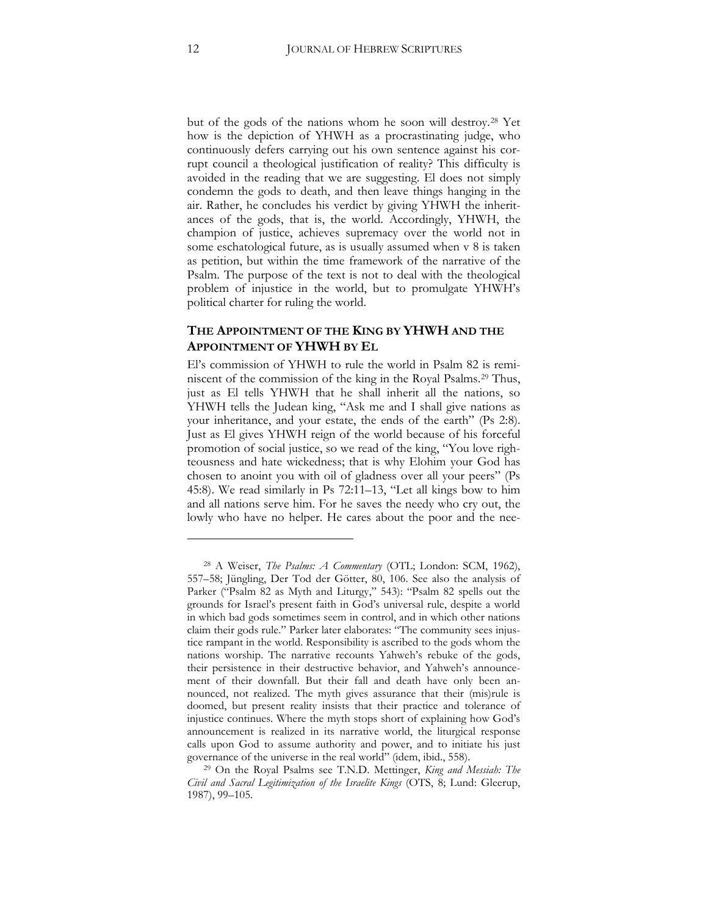but of the gods of the nations whom he soon will destroy.[28] Yet how is the depiction of YHWH as a procrastinating judge, who continuously defers carrying out his own sentence against his corrupt council a theological justification of reality? This difficulty is avoided in the reading that we are suggesting. El does not simply condemn the gods to death, and then leave things hanging in the air. Rather, he concludes his verdict by giving YHWH the inheritances of the gods, that is, the world. Accordingly, YHWH, the champion of justice, achieves supremacy over the world not in some eschatological future, as is usually assumed when v 8 is taken as petition, but within the time framework of the narrative of the Psalm. The purpose of the text is not to deal with the theological problem of injustice in the world, but to promulgate YHWH's political charter for ruling the world.

## THE APPOINTMENT OF THE KING BY YHWH AND THE APPOINTMENT OF YHWH BY EL

El's commission of YHWH to rule the world in Psalm 82 is reminiscent of the commission of the king in the Royal Psalms.[29] Thus, just as El tells YHWH that he shall inherit all the nations, so YHWH tells the Judean king, "Ask me and I shall give nations as your inheritance, and your estate, the ends of the earth" (Ps 2:8). Just as El gives YHWH reign of the world because of his forceful promotion of social justice, so we read of the king, "You love righteousness and hate wickedness; that is why Elohim your God has chosen to anoint you with oil of gladness over all your peers" (Ps 45:8). We read similarly in Ps 72:11–13, "Let all kings bow to him and all nations serve him. For he saves the needy who cry out, the lowly who have no helper. He cares about the poor and the nee-

---

[28] A Weiser, *The Psalms: A Commentary* (OTL; London: SCM, 1962), 557–58; Jüngling, Der Tod der Götter, 80, 106. See also the analysis of Parker ("Psalm 82 as Myth and Liturgy," 543): "Psalm 82 spells out the grounds for Israel's present faith in God's universal rule, despite a world in which bad gods sometimes seem in control, and in which other nations claim their gods rule." Parker later elaborates: "The community sees injustice rampant in the world. Responsibility is ascribed to the gods whom the nations worship. The narrative recounts Yahweh's rebuke of the gods, their persistence in their destructive behavior, and Yahweh's announcement of their downfall. But their fall and death have only been announced, not realized. The myth gives assurance that their (mis)rule is doomed, but present reality insists that their practice and tolerance of injustice continues. Where the myth stops short of explaining how God's announcement is realized in its narrative world, the liturgical response calls upon God to assume authority and power, and to initiate his just governance of the universe in the real world" (idem, ibid., 558).

[29] On the Royal Psalms see T.N.D. Mettinger, *King and Messiah: The Civil and Sacral Legitimization of the Israelite Kings* (OTS, 8; Lund: Gleerup, 1987), 99–105.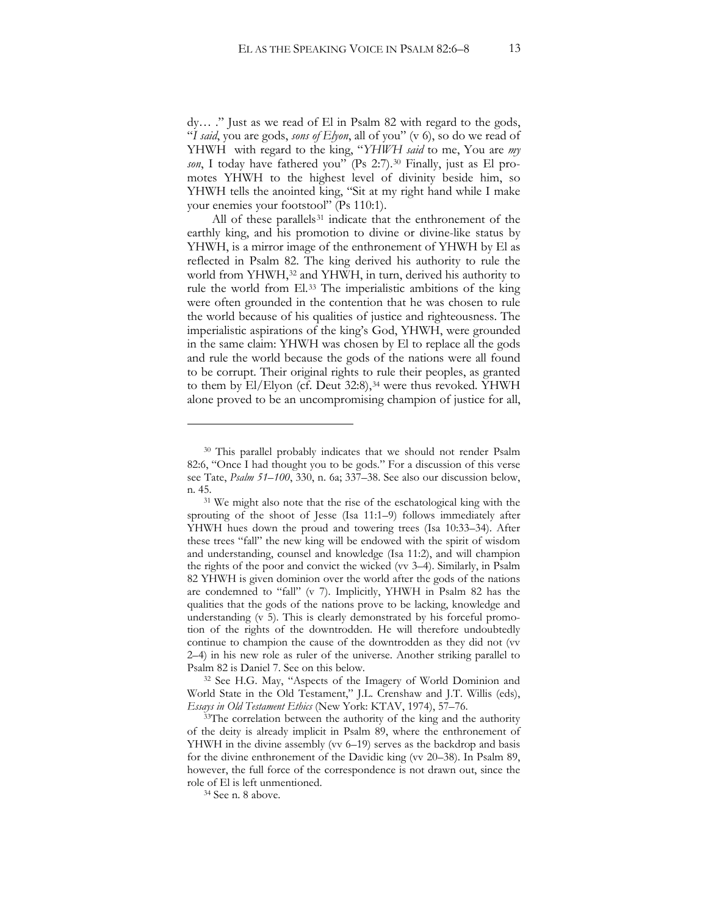dy… ." Just as we read of El in Psalm 82 with regard to the gods, "*I said*, you are gods, *sons of Elyon*, all of you" (v 6), so do we read of YHWH with regard to the king, "*YHWH said* to me, You are *my son*, I today have fathered you" (Ps 2:7).[30] Finally, just as El promotes YHWH to the highest level of divinity beside him, so YHWH tells the anointed king, "Sit at my right hand while I make your enemies your footstool" (Ps 110:1).

All of these parallels[31] indicate that the enthronement of the earthly king, and his promotion to divine or divine-like status by YHWH, is a mirror image of the enthronement of YHWH by El as reflected in Psalm 82. The king derived his authority to rule the world from YHWH,[32] and YHWH, in turn, derived his authority to rule the world from El.[33] The imperialistic ambitions of the king were often grounded in the contention that he was chosen to rule the world because of his qualities of justice and righteousness. The imperialistic aspirations of the king's God, YHWH, were grounded in the same claim: YHWH was chosen by El to replace all the gods and rule the world because the gods of the nations were all found to be corrupt. Their original rights to rule their peoples, as granted to them by El/Elyon (cf. Deut 32:8),[34] were thus revoked. YHWH alone proved to be an uncompromising champion of justice for all,

---

[30] This parallel probably indicates that we should not render Psalm 82:6, "Once I had thought you to be gods." For a discussion of this verse see Tate, *Psalm 51–100*, 330, n. 6a; 337–38. See also our discussion below, n. 45.

[31] We might also note that the rise of the eschatological king with the sprouting of the shoot of Jesse (Isa 11:1–9) follows immediately after YHWH hues down the proud and towering trees (Isa 10:33–34). After these trees "fall" the new king will be endowed with the spirit of wisdom and understanding, counsel and knowledge (Isa 11:2), and will champion the rights of the poor and convict the wicked (vv 3–4). Similarly, in Psalm 82 YHWH is given dominion over the world after the gods of the nations are condemned to "fall" (v 7). Implicitly, YHWH in Psalm 82 has the qualities that the gods of the nations prove to be lacking, knowledge and understanding (v 5). This is clearly demonstrated by his forceful promotion of the rights of the downtrodden. He will therefore undoubtedly continue to champion the cause of the downtrodden as they did not (vv 2–4) in his new role as ruler of the universe. Another striking parallel to Psalm 82 is Daniel 7. See on this below.

[32] See H.G. May, "Aspects of the Imagery of World Dominion and World State in the Old Testament," J.L. Crenshaw and J.T. Willis (eds), *Essays in Old Testament Ethics* (New York: KTAV, 1974), 57–76.

[33] The correlation between the authority of the king and the authority of the deity is already implicit in Psalm 89, where the enthronement of YHWH in the divine assembly (vv 6–19) serves as the backdrop and basis for the divine enthronement of the Davidic king (vv 20–38). In Psalm 89, however, the full force of the correspondence is not drawn out, since the role of El is left unmentioned.

[34] See n. 8 above.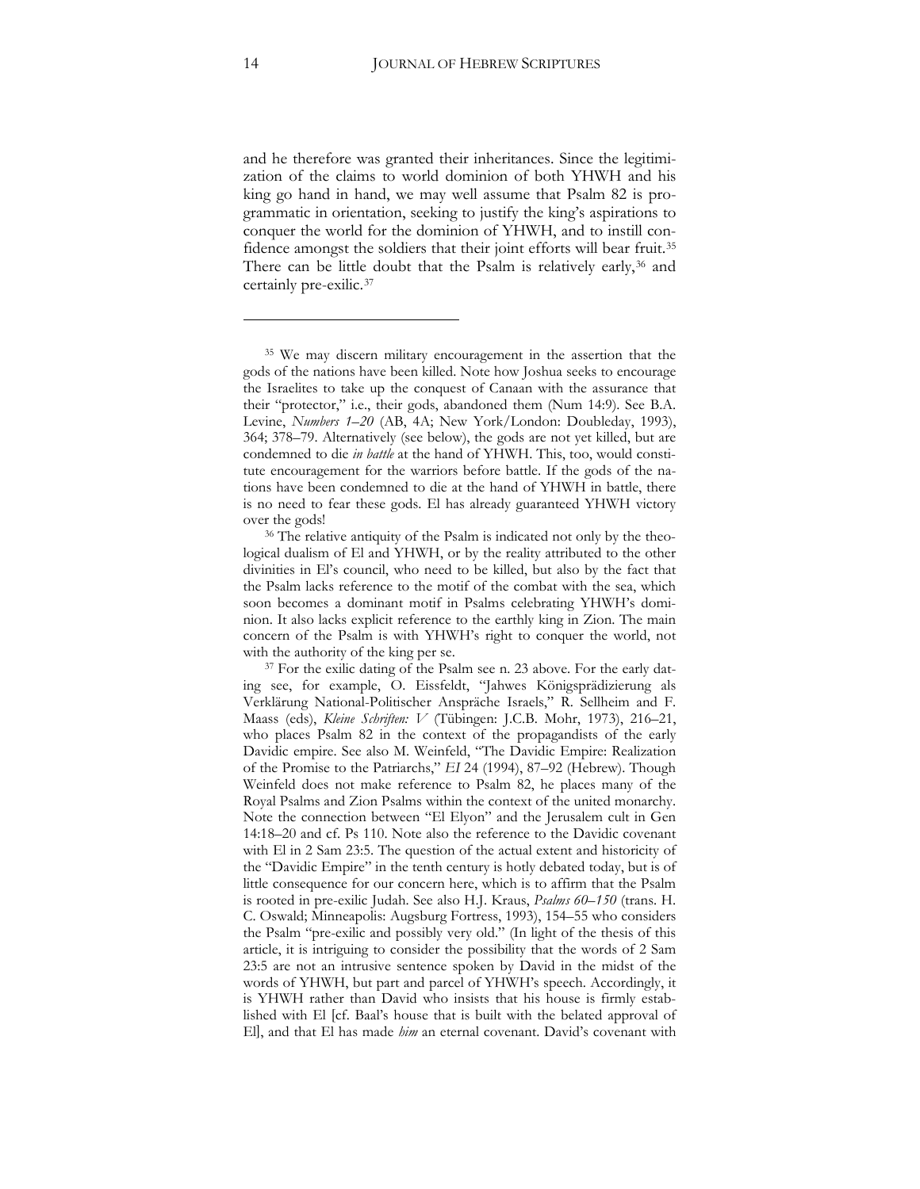and he therefore was granted their inheritances. Since the legitimization of the claims to world dominion of both YHWH and his king go hand in hand, we may well assume that Psalm 82 is programmatic in orientation, seeking to justify the king's aspirations to conquer the world for the dominion of YHWH, and to instill confidence amongst the soldiers that their joint efforts will bear fruit.[35] There can be little doubt that the Psalm is relatively early,[36] and certainly pre-exilic.[37]

---

[35] We may discern military encouragement in the assertion that the gods of the nations have been killed. Note how Joshua seeks to encourage the Israelites to take up the conquest of Canaan with the assurance that their "protector," i.e., their gods, abandoned them (Num 14:9). See B.A. Levine, *Numbers 1–20* (AB, 4A; New York/London: Doubleday, 1993), 364; 378–79. Alternatively (see below), the gods are not yet killed, but are condemned to die *in battle* at the hand of YHWH. This, too, would constitute encouragement for the warriors before battle. If the gods of the nations have been condemned to die at the hand of YHWH in battle, there is no need to fear these gods. El has already guaranteed YHWH victory over the gods!

[36] The relative antiquity of the Psalm is indicated not only by the theological dualism of El and YHWH, or by the reality attributed to the other divinities in El's council, who need to be killed, but also by the fact that the Psalm lacks reference to the motif of the combat with the sea, which soon becomes a dominant motif in Psalms celebrating YHWH's dominion. It also lacks explicit reference to the earthly king in Zion. The main concern of the Psalm is with YHWH's right to conquer the world, not with the authority of the king per se.

[37] For the exilic dating of the Psalm see n. 23 above. For the early dating see, for example, O. Eissfeldt, "Jahwes Königsprädizierung als Verklärung National-Politischer Ansprüche Israels," R. Sellheim and F. Maass (eds), *Kleine Schriften: V* (Tübingen: J.C.B. Mohr, 1973), 216–21, who places Psalm 82 in the context of the propagandists of the early Davidic empire. See also M. Weinfeld, "The Davidic Empire: Realization of the Promise to the Patriarchs," *EI* 24 (1994), 87–92 (Hebrew). Though Weinfeld does not make reference to Psalm 82, he places many of the Royal Psalms and Zion Psalms within the context of the united monarchy. Note the connection between "El Elyon" and the Jerusalem cult in Gen 14:18–20 and cf. Ps 110. Note also the reference to the Davidic covenant with El in 2 Sam 23:5. The question of the actual extent and historicity of the "Davidic Empire" in the tenth century is hotly debated today, but is of little consequence for our concern here, which is to affirm that the Psalm is rooted in pre-exilic Judah. See also H.J. Kraus, *Psalms 60–150* (trans. H. C. Oswald; Minneapolis: Augsburg Fortress, 1993), 154–55 who considers the Psalm "pre-exilic and possibly very old." (In light of the thesis of this article, it is intriguing to consider the possibility that the words of 2 Sam 23:5 are not an intrusive sentence spoken by David in the midst of the words of YHWH, but part and parcel of YHWH's speech. Accordingly, it is YHWH rather than David who insists that his house is firmly established with El [cf. Baal's house that is built with the belated approval of El], and that El has made *him* an eternal covenant. David's covenant with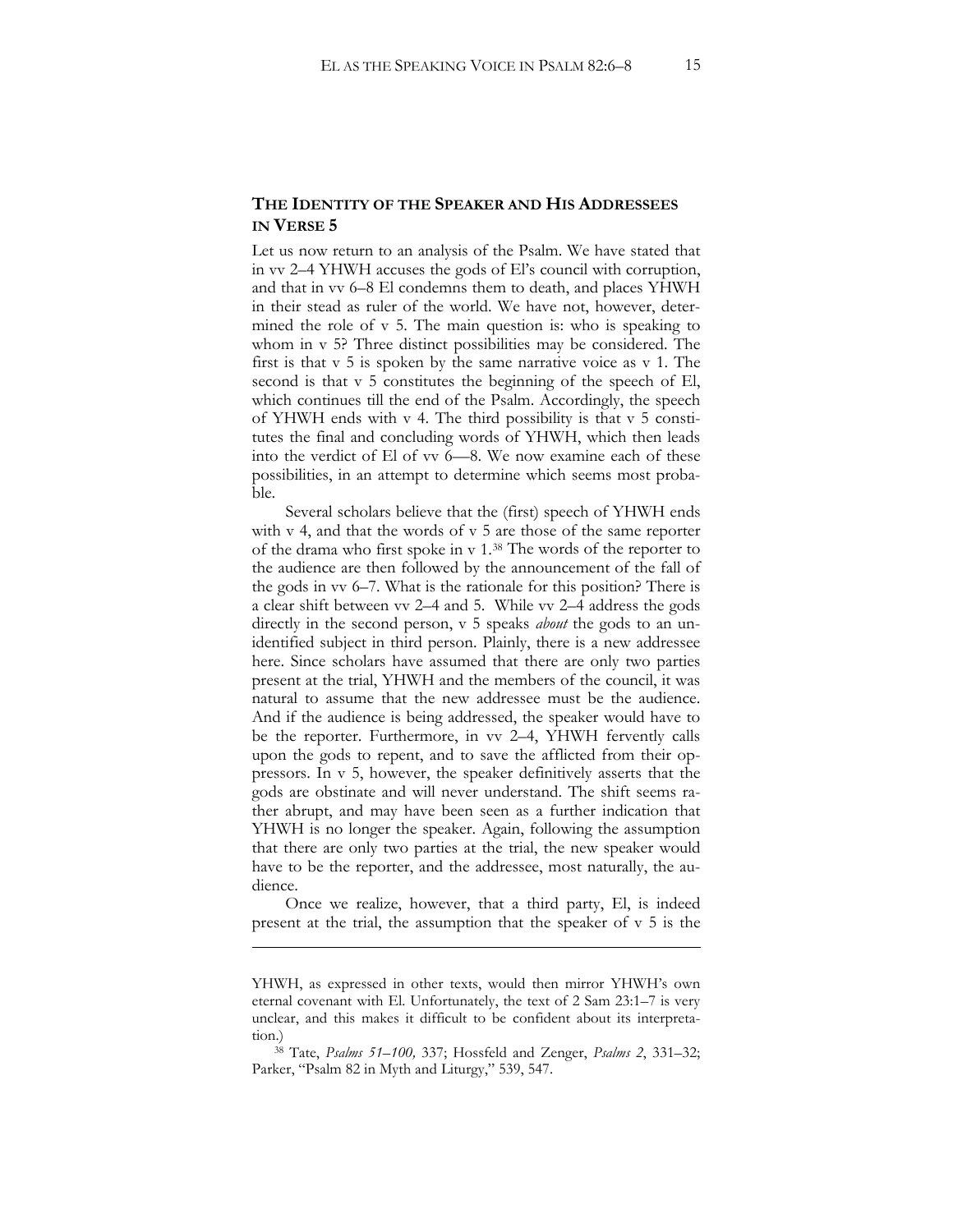## THE IDENTITY OF THE SPEAKER AND HIS ADDRESSEES IN VERSE 5

Let us now return to an analysis of the Psalm. We have stated that in vv 2–4 YHWH accuses the gods of El's council with corruption, and that in vv 6–8 El condemns them to death, and places YHWH in their stead as ruler of the world. We have not, however, determined the role of v 5. The main question is: who is speaking to whom in v 5? Three distinct possibilities may be considered. The first is that v 5 is spoken by the same narrative voice as v 1. The second is that v 5 constitutes the beginning of the speech of El, which continues till the end of the Psalm. Accordingly, the speech of YHWH ends with v 4. The third possibility is that v 5 constitutes the final and concluding words of YHWH, which then leads into the verdict of El of vv 6—8. We now examine each of these possibilities, in an attempt to determine which seems most probable.

Several scholars believe that the (first) speech of YHWH ends with v 4, and that the words of v 5 are those of the same reporter of the drama who first spoke in v 1.[38] The words of the reporter to the audience are then followed by the announcement of the fall of the gods in vv 6–7. What is the rationale for this position? There is a clear shift between vv 2–4 and 5. While vv 2–4 address the gods directly in the second person, v 5 speaks *about* the gods to an unidentified subject in third person. Plainly, there is a new addressee here. Since scholars have assumed that there are only two parties present at the trial, YHWH and the members of the council, it was natural to assume that the new addressee must be the audience. And if the audience is being addressed, the speaker would have to be the reporter. Furthermore, in vv 2–4, YHWH fervently calls upon the gods to repent, and to save the afflicted from their oppressors. In v 5, however, the speaker definitively asserts that the gods are obstinate and will never understand. The shift seems rather abrupt, and may have been seen as a further indication that YHWH is no longer the speaker. Again, following the assumption that there are only two parties at the trial, the new speaker would have to be the reporter, and the addressee, most naturally, the audience.

Once we realize, however, that a third party, El, is indeed present at the trial, the assumption that the speaker of v 5 is the

---

YHWH, as expressed in other texts, would then mirror YHWH's own eternal covenant with El. Unfortunately, the text of 2 Sam 23:1–7 is very unclear, and this makes it difficult to be confident about its interpretation.)

[38] Tate, *Psalms 51–100,* 337; Hossfeld and Zenger, *Psalms 2*, 331–32; Parker, "Psalm 82 in Myth and Liturgy," 539, 547.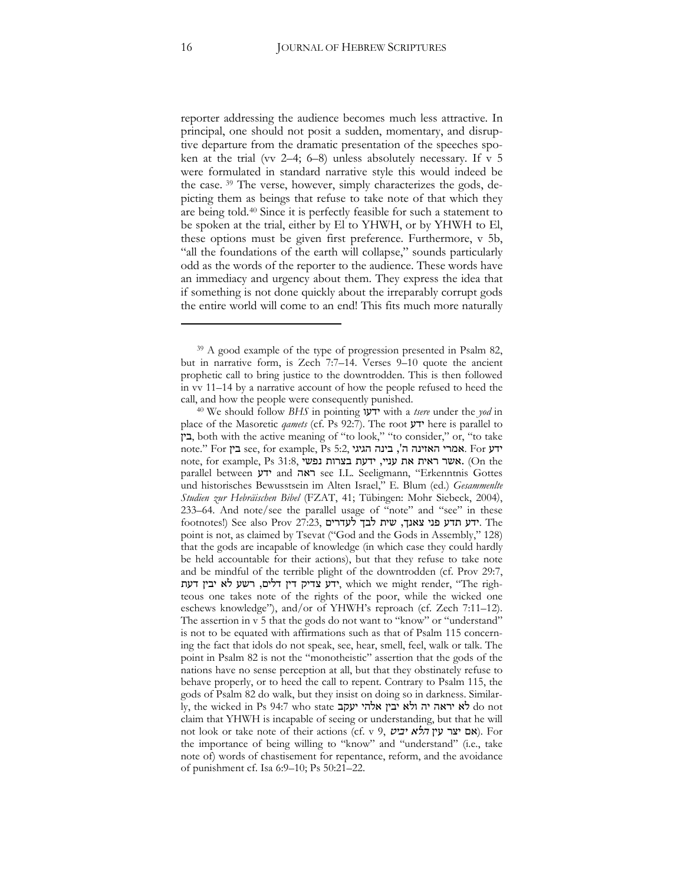reporter addressing the audience becomes much less attractive. In principal, one should not posit a sudden, momentary, and disruptive departure from the dramatic presentation of the speeches spoken at the trial (vv 2–4; 6–8) unless absolutely necessary. If v 5 were formulated in standard narrative style this would indeed be the case. [39] The verse, however, simply characterizes the gods, depicting them as beings that refuse to take note of that which they are being told.[40] Since it is perfectly feasible for such a statement to be spoken at the trial, either by El to YHWH, or by YHWH to El, these options must be given first preference. Furthermore, v 5b, "all the foundations of the earth will collapse," sounds particularly odd as the words of the reporter to the audience. These words have an immediacy and urgency about them. They express the idea that if something is not done quickly about the irreparably corrupt gods the entire world will come to an end! This fits much more naturally

---

[39] A good example of the type of progression presented in Psalm 82, but in narrative form, is Zech 7:7–14. Verses 9–10 quote the ancient prophetic call to bring justice to the downtrodden. This is then followed in vv 11–14 by a narrative account of how the people refused to heed the call, and how the people were consequently punished.

[40] We should follow *BHS* in pointing ידעו with a *tsere* under the *yod* in place of the Masoretic *qamets* (cf. Ps 92:7). The root ידע here is parallel to בין, both with the active meaning of "to look," "to consider," or, "to take note." For בין see, for example, Ps 5:2, אמרי האזינה ה', בינה הגיגי. For ידע note, for example, Ps 31:8, אשר ראית את עניי, ידעת בצרות נפשי. (On the parallel between ידע and ראה see I.L. Seeligmann, "Erkenntnis Gottes und historisches Bewusstsein im Alten Israel," E. Blum (ed.) *Gesammenlte Studien zur Hebräischen Bibel* (FZAT, 41; Tübingen: Mohr Siebeck, 2004), 233–64. And note/see the parallel usage of "note" and "see" in these footnotes!) See also Prov 27:23, ידע תדע פני צאנך, שית לבך לעדרים. The point is not, as claimed by Tsevat ("God and the Gods in Assembly," 128) that the gods are incapable of knowledge (in which case they could hardly be held accountable for their actions), but that they refuse to take note and be mindful of the terrible plight of the downtrodden (cf. Prov 29:7, ידע צדיק דין דלים, רשע לא יבין דעת, which we might render, "The righteous one takes note of the rights of the poor, while the wicked one eschews knowledge"), and/or of YHWH's reproach (cf. Zech 7:11–12). The assertion in v 5 that the gods do not want to "know" or "understand" is not to be equated with affirmations such as that of Psalm 115 concerning the fact that idols do not speak, see, hear, smell, feel, walk or talk. The point in Psalm 82 is not the "monotheistic" assertion that the gods of the nations have no sense perception at all, but that they obstinately refuse to behave properly, or to heed the call to repent. Contrary to Psalm 115, the gods of Psalm 82 do walk, but they insist on doing so in darkness. Similarly, the wicked in Ps 94:7 who state לא יראה יה ולא יבין אלהי יעקב do not claim that YHWH is incapable of seeing or understanding, but that he will not look or take note of their actions (cf. v 9, אם יצר עין *הלא יביט*). For the importance of being willing to "know" and "understand" (i.e., take note of) words of chastisement for repentance, reform, and the avoidance of punishment cf. Isa 6:9–10; Ps 50:21–22.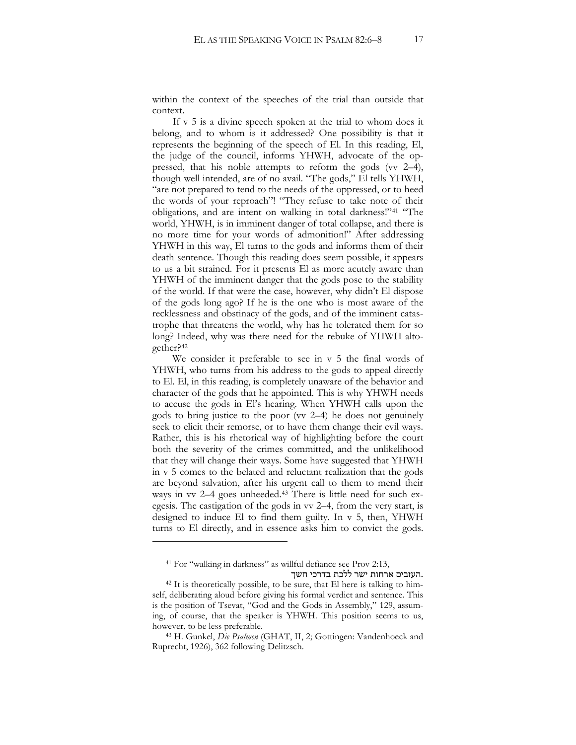within the context of the speeches of the trial than outside that context.

If v 5 is a divine speech spoken at the trial to whom does it belong, and to whom is it addressed? One possibility is that it represents the beginning of the speech of El. In this reading, El, the judge of the council, informs YHWH, advocate of the oppressed, that his noble attempts to reform the gods (vv 2–4), though well intended, are of no avail. "The gods," El tells YHWH, "are not prepared to tend to the needs of the oppressed, or to heed the words of your reproach"! "They refuse to take note of their obligations, and are intent on walking in total darkness!"[41] "The world, YHWH, is in imminent danger of total collapse, and there is no more time for your words of admonition!" After addressing YHWH in this way, El turns to the gods and informs them of their death sentence. Though this reading does seem possible, it appears to us a bit strained. For it presents El as more acutely aware than YHWH of the imminent danger that the gods pose to the stability of the world. If that were the case, however, why didn't El dispose of the gods long ago? If he is the one who is most aware of the recklessness and obstinacy of the gods, and of the imminent catastrophe that threatens the world, why has he tolerated them for so long? Indeed, why was there need for the rebuke of YHWH altogether?[42]

We consider it preferable to see in v 5 the final words of YHWH, who turns from his address to the gods to appeal directly to El. El, in this reading, is completely unaware of the behavior and character of the gods that he appointed. This is why YHWH needs to accuse the gods in El's hearing. When YHWH calls upon the gods to bring justice to the poor (vv 2–4) he does not genuinely seek to elicit their remorse, or to have them change their evil ways. Rather, this is his rhetorical way of highlighting before the court both the severity of the crimes committed, and the unlikelihood that they will change their ways. Some have suggested that YHWH in v 5 comes to the belated and reluctant realization that the gods are beyond salvation, after his urgent call to them to mend their ways in vv 2–4 goes unheeded.[43] There is little need for such exegesis. The castigation of the gods in vv 2–4, from the very start, is designed to induce El to find them guilty. In v 5, then, YHWH turns to El directly, and in essence asks him to convict the gods.

---

[41] For "walking in darkness" as willful defiance see Prov 2:13, העזבים ארחות ישר ללכת בדרכי חשך.

[42] It is theoretically possible, to be sure, that El here is talking to himself, deliberating aloud before giving his formal verdict and sentence. This is the position of Tsevat, "God and the Gods in Assembly," 129, assuming, of course, that the speaker is YHWH. This position seems to us, however, to be less preferable.

[43] H. Gunkel, *Die Psalmen* (GHAT, II, 2; Gottingen: Vandenhoeck and Ruprecht, 1926), 362 following Delitzsch.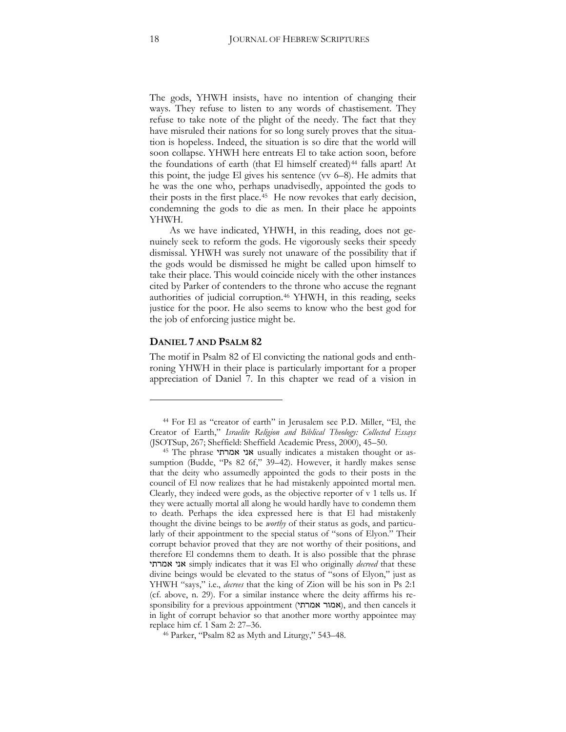The gods, YHWH insists, have no intention of changing their ways. They refuse to listen to any words of chastisement. They refuse to take note of the plight of the needy. The fact that they have misruled their nations for so long surely proves that the situation is hopeless. Indeed, the situation is so dire that the world will soon collapse. YHWH here entreats El to take action soon, before the foundations of earth (that El himself created)[44] falls apart! At this point, the judge El gives his sentence (vv 6–8). He admits that he was the one who, perhaps unadvisedly, appointed the gods to their posts in the first place.[45] He now revokes that early decision, condemning the gods to die as men. In their place he appoints YHWH.

As we have indicated, YHWH, in this reading, does not genuinely seek to reform the gods. He vigorously seeks their speedy dismissal. YHWH was surely not unaware of the possibility that if the gods would be dismissed he might be called upon himself to take their place. This would coincide nicely with the other instances cited by Parker of contenders to the throne who accuse the regnant authorities of judicial corruption.[46] YHWH, in this reading, seeks justice for the poor. He also seems to know who the best god for the job of enforcing justice might be.

## DANIEL 7 AND PSALM 82

The motif in Psalm 82 of El convicting the national gods and enthroning YHWH in their place is particularly important for a proper appreciation of Daniel 7. In this chapter we read of a vision in

---

[44] For El as "creator of earth" in Jerusalem see P.D. Miller, "El, the Creator of Earth," *Israelite Religion and Biblical Theology: Collected Essays* (JSOTSup, 267; Sheffield: Sheffield Academic Press, 2000), 45–50.

[45] The phrase אני אמרתי usually indicates a mistaken thought or assumption (Budde, "Ps 82 6f," 39–42). However, it hardly makes sense that the deity who assumedly appointed the gods to their posts in the council of El now realizes that he had mistakenly appointed mortal men. Clearly, they indeed were gods, as the objective reporter of v 1 tells us. If they were actually mortal all along he would hardly have to condemn them to death. Perhaps the idea expressed here is that El had mistakenly thought the divine beings to be *worthy* of their status as gods, and particularly of their appointment to the special status of "sons of Elyon." Their corrupt behavior proved that they are not worthy of their positions, and therefore El condemns them to death. It is also possible that the phrase אני אמרתי simply indicates that it was El who originally *decreed* that these divine beings would be elevated to the status of "sons of Elyon," just as YHWH "says," i.e., *decrees* that the king of Zion will be his son in Ps 2:1 (cf. above, n. 29). For a similar instance where the deity affirms his responsibility for a previous appointment (אמור אמרתי), and then cancels it in light of corrupt behavior so that another more worthy appointee may replace him cf. 1 Sam 2: 27–36.

[46] Parker, "Psalm 82 as Myth and Liturgy," 543–48.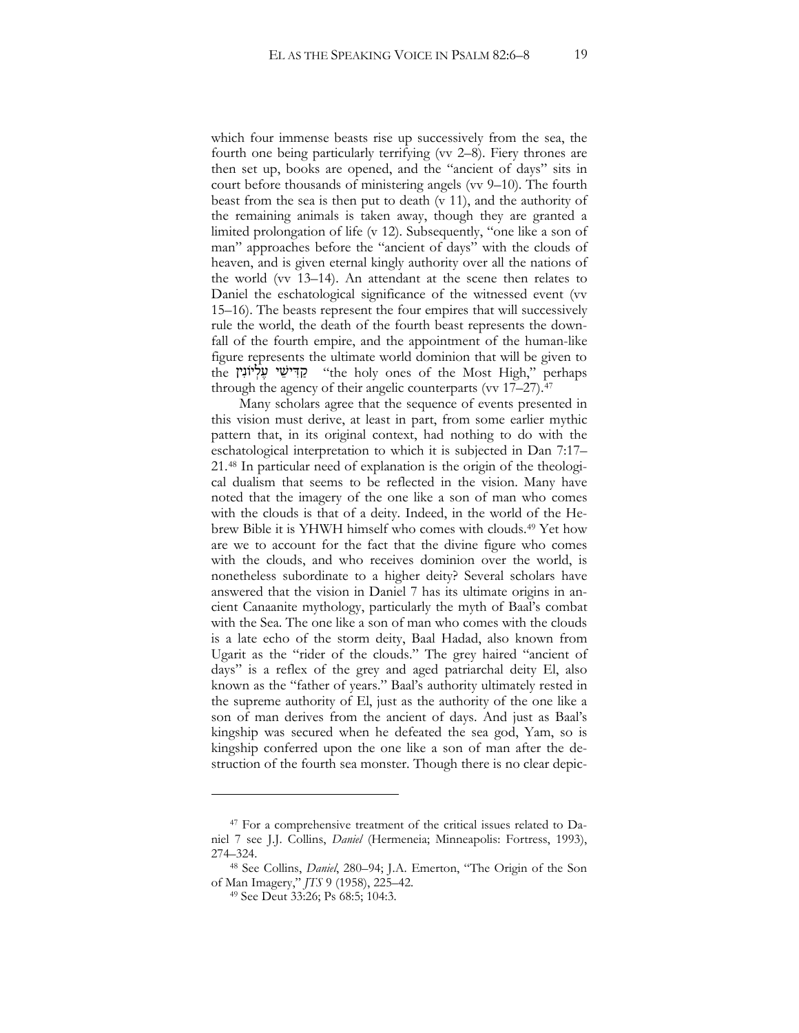which four immense beasts rise up successively from the sea, the fourth one being particularly terrifying (vv 2–8). Fiery thrones are then set up, books are opened, and the "ancient of days" sits in court before thousands of ministering angels (vv 9–10). The fourth beast from the sea is then put to death (v 11), and the authority of the remaining animals is taken away, though they are granted a limited prolongation of life (v 12). Subsequently, "one like a son of man" approaches before the "ancient of days" with the clouds of heaven, and is given eternal kingly authority over all the nations of the world (vv 13–14). An attendant at the scene then relates to Daniel the eschatological significance of the witnessed event (vv 15–16). The beasts represent the four empires that will successively rule the world, the death of the fourth beast represents the downfall of the fourth empire, and the appointment of the human-like figure represents the ultimate world dominion that will be given to the קַדִּישֵׁי עֶלְיוֹנִין "the holy ones of the Most High," perhaps through the agency of their angelic counterparts (vv 17–27).[47]

Many scholars agree that the sequence of events presented in this vision must derive, at least in part, from some earlier mythic pattern that, in its original context, had nothing to do with the eschatological interpretation to which it is subjected in Dan 7:17–21.[48] In particular need of explanation is the origin of the theological dualism that seems to be reflected in the vision. Many have noted that the imagery of the one like a son of man who comes with the clouds is that of a deity. Indeed, in the world of the Hebrew Bible it is YHWH himself who comes with clouds.[49] Yet how are we to account for the fact that the divine figure who comes with the clouds, and who receives dominion over the world, is nonetheless subordinate to a higher deity? Several scholars have answered that the vision in Daniel 7 has its ultimate origins in ancient Canaanite mythology, particularly the myth of Baal's combat with the Sea. The one like a son of man who comes with the clouds is a late echo of the storm deity, Baal Hadad, also known from Ugarit as the "rider of the clouds." The grey haired "ancient of days" is a reflex of the grey and aged patriarchal deity El, also known as the "father of years." Baal's authority ultimately rested in the supreme authority of El, just as the authority of the one like a son of man derives from the ancient of days. And just as Baal's kingship was secured when he defeated the sea god, Yam, so is kingship conferred upon the one like a son of man after the destruction of the fourth sea monster. Though there is no clear depic-

---

[47] For a comprehensive treatment of the critical issues related to Daniel 7 see J.J. Collins, *Daniel* (Hermeneia; Minneapolis: Fortress, 1993), 274–324.

[48] See Collins, *Daniel*, 280–94; J.A. Emerton, "The Origin of the Son of Man Imagery," *JTS* 9 (1958), 225–42.

[49] See Deut 33:26; Ps 68:5; 104:3.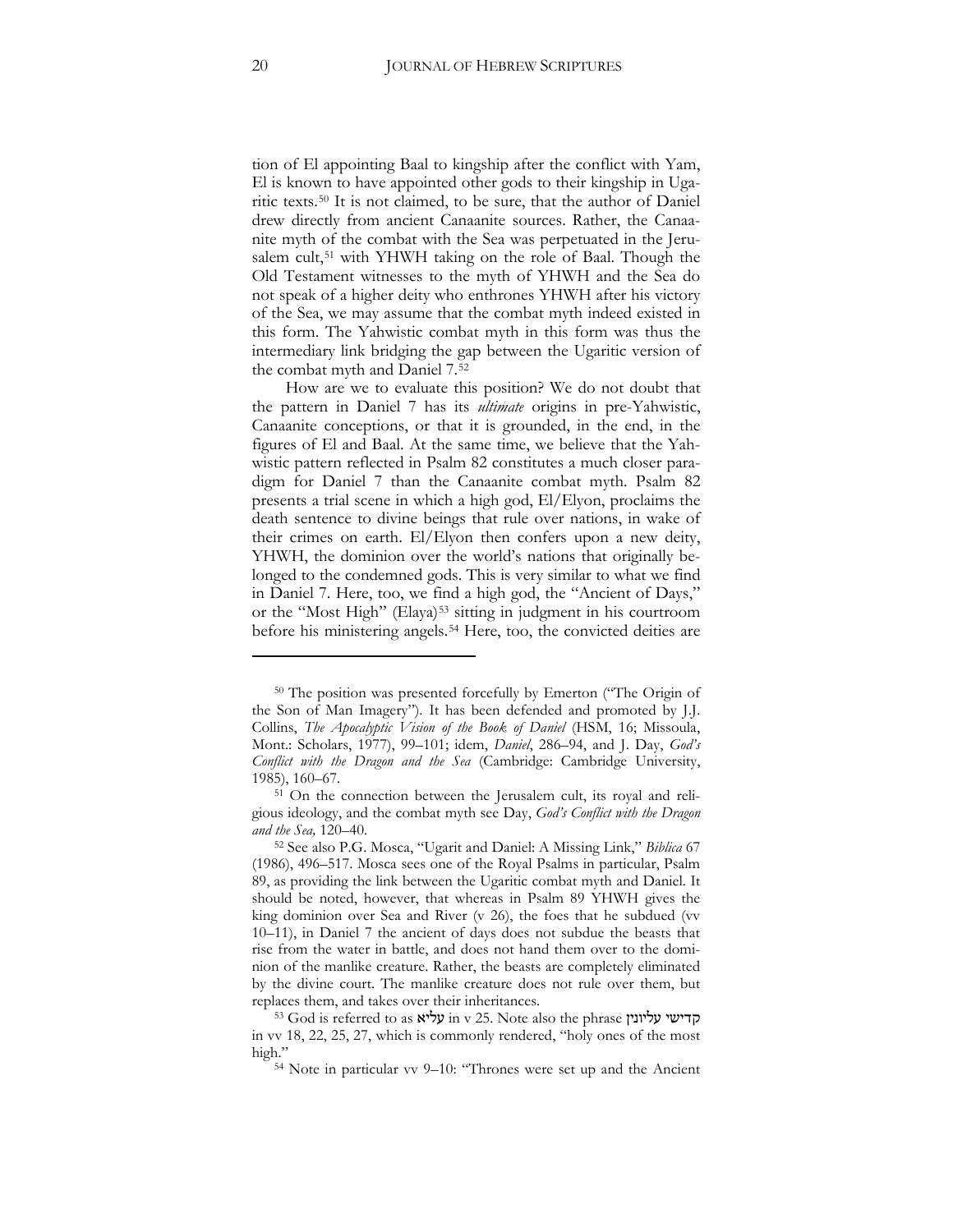tion of El appointing Baal to kingship after the conflict with Yam, El is known to have appointed other gods to their kingship in Ugaritic texts.[50] It is not claimed, to be sure, that the author of Daniel drew directly from ancient Canaanite sources. Rather, the Canaanite myth of the combat with the Sea was perpetuated in the Jerusalem cult,[51] with YHWH taking on the role of Baal. Though the Old Testament witnesses to the myth of YHWH and the Sea do not speak of a higher deity who enthrones YHWH after his victory of the Sea, we may assume that the combat myth indeed existed in this form. The Yahwistic combat myth in this form was thus the intermediary link bridging the gap between the Ugaritic version of the combat myth and Daniel 7.[52]

How are we to evaluate this position? We do not doubt that the pattern in Daniel 7 has its *ultimate* origins in pre-Yahwistic, Canaanite conceptions, or that it is grounded, in the end, in the figures of El and Baal. At the same time, we believe that the Yahwistic pattern reflected in Psalm 82 constitutes a much closer paradigm for Daniel 7 than the Canaanite combat myth. Psalm 82 presents a trial scene in which a high god, El/Elyon, proclaims the death sentence to divine beings that rule over nations, in wake of their crimes on earth. El/Elyon then confers upon a new deity, YHWH, the dominion over the world's nations that originally belonged to the condemned gods. This is very similar to what we find in Daniel 7. Here, too, we find a high god, the "Ancient of Days," or the "Most High" (Elaya)[53] sitting in judgment in his courtroom before his ministering angels.[54] Here, too, the convicted deities are

---

[50] The position was presented forcefully by Emerton ("The Origin of the Son of Man Imagery"). It has been defended and promoted by J.J. Collins, *The Apocalyptic Vision of the Book of Daniel* (HSM, 16; Missoula, Mont.: Scholars, 1977), 99–101; idem, *Daniel*, 286–94, and J. Day, *God's Conflict with the Dragon and the Sea* (Cambridge: Cambridge University, 1985), 160–67.

[51] On the connection between the Jerusalem cult, its royal and religious ideology, and the combat myth see Day, *God's Conflict with the Dragon and the Sea,* 120–40.

[52] See also P.G. Mosca, "Ugarit and Daniel: A Missing Link," *Biblica* 67 (1986), 496–517. Mosca sees one of the Royal Psalms in particular, Psalm 89, as providing the link between the Ugaritic combat myth and Daniel. It should be noted, however, that whereas in Psalm 89 YHWH gives the king dominion over Sea and River (v 26), the foes that he subdued (vv 10–11), in Daniel 7 the ancient of days does not subdue the beasts that rise from the water in battle, and does not hand them over to the dominion of the manlike creature. Rather, the beasts are completely eliminated by the divine court. The manlike creature does not rule over them, but replaces them, and takes over their inheritances.

[53] God is referred to as עליא in v 25. Note also the phrase קדישי עליונין in vv 18, 22, 25, 27, which is commonly rendered, "holy ones of the most high."

[54] Note in particular vv 9–10: "Thrones were set up and the Ancient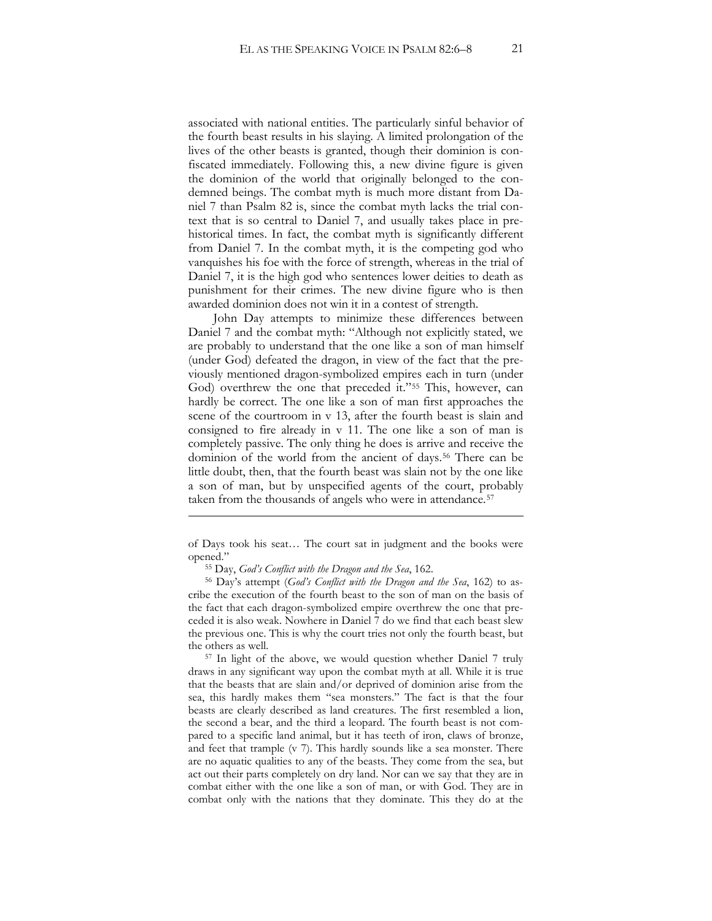associated with national entities. The particularly sinful behavior of the fourth beast results in his slaying. A limited prolongation of the lives of the other beasts is granted, though their dominion is confiscated immediately. Following this, a new divine figure is given the dominion of the world that originally belonged to the condemned beings. The combat myth is much more distant from Daniel 7 than Psalm 82 is, since the combat myth lacks the trial context that is so central to Daniel 7, and usually takes place in prehistorical times. In fact, the combat myth is significantly different from Daniel 7. In the combat myth, it is the competing god who vanquishes his foe with the force of strength, whereas in the trial of Daniel 7, it is the high god who sentences lower deities to death as punishment for their crimes. The new divine figure who is then awarded dominion does not win it in a contest of strength.

John Day attempts to minimize these differences between Daniel 7 and the combat myth: "Although not explicitly stated, we are probably to understand that the one like a son of man himself (under God) defeated the dragon, in view of the fact that the previously mentioned dragon-symbolized empires each in turn (under God) overthrew the one that preceded it."[55] This, however, can hardly be correct. The one like a son of man first approaches the scene of the courtroom in v 13, after the fourth beast is slain and consigned to fire already in v 11. The one like a son of man is completely passive. The only thing he does is arrive and receive the dominion of the world from the ancient of days.[56] There can be little doubt, then, that the fourth beast was slain not by the one like a son of man, but by unspecified agents of the court, probably taken from the thousands of angels who were in attendance.[57]

---

of Days took his seat… The court sat in judgment and the books were opened."

[55] Day, *God's Conflict with the Dragon and the Sea*, 162.

[56] Day's attempt (*God's Conflict with the Dragon and the Sea*, 162) to ascribe the execution of the fourth beast to the son of man on the basis of the fact that each dragon-symbolized empire overthrew the one that preceded it is also weak. Nowhere in Daniel 7 do we find that each beast slew the previous one. This is why the court tries not only the fourth beast, but the others as well.

[57] In light of the above, we would question whether Daniel 7 truly draws in any significant way upon the combat myth at all. While it is true that the beasts that are slain and/or deprived of dominion arise from the sea, this hardly makes them "sea monsters." The fact is that the four beasts are clearly described as land creatures. The first resembled a lion, the second a bear, and the third a leopard. The fourth beast is not compared to a specific land animal, but it has teeth of iron, claws of bronze, and feet that trample (v 7). This hardly sounds like a sea monster. There are no aquatic qualities to any of the beasts. They come from the sea, but act out their parts completely on dry land. Nor can we say that they are in combat either with the one like a son of man, or with God. They are in combat only with the nations that they dominate. This they do at the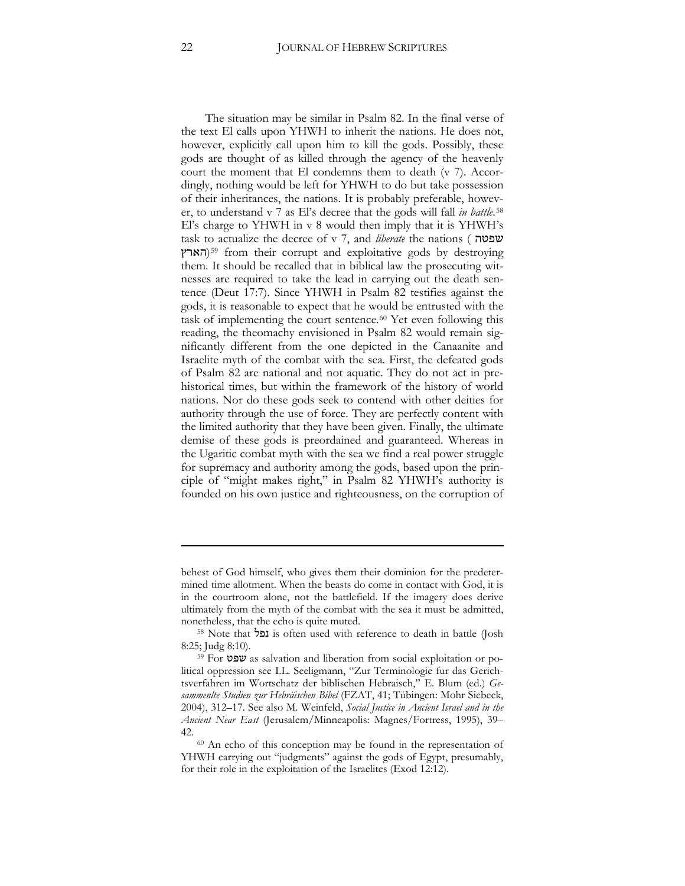The situation may be similar in Psalm 82. In the final verse of the text El calls upon YHWH to inherit the nations. He does not, however, explicitly call upon him to kill the gods. Possibly, these gods are thought of as killed through the agency of the heavenly court the moment that El condemns them to death (v 7). Accordingly, nothing would be left for YHWH to do but take possession of their inheritances, the nations. It is probably preferable, however, to understand v 7 as El's decree that the gods will fall *in battle*.[58] El's charge to YHWH in v 8 would then imply that it is YHWH's task to actualize the decree of v 7, and *liberate* the nations (שפטה הארץ)[59] from their corrupt and exploitative gods by destroying them. It should be recalled that in biblical law the prosecuting witnesses are required to take the lead in carrying out the death sentence (Deut 17:7). Since YHWH in Psalm 82 testifies against the gods, it is reasonable to expect that he would be entrusted with the task of implementing the court sentence.[60] Yet even following this reading, the theomachy envisioned in Psalm 82 would remain significantly different from the one depicted in the Canaanite and Israelite myth of the combat with the sea. First, the defeated gods of Psalm 82 are national and not aquatic. They do not act in prehistorical times, but within the framework of the history of world nations. Nor do these gods seek to contend with other deities for authority through the use of force. They are perfectly content with the limited authority that they have been given. Finally, the ultimate demise of these gods is preordained and guaranteed. Whereas in the Ugaritic combat myth with the sea we find a real power struggle for supremacy and authority among the gods, based upon the principle of "might makes right," in Psalm 82 YHWH's authority is founded on his own justice and righteousness, on the corruption of

---

behest of God himself, who gives them their dominion for the predetermined time allotment. When the beasts do come in contact with God, it is in the courtroom alone, not the battlefield. If the imagery does derive ultimately from the myth of the combat with the sea it must be admitted, nonetheless, that the echo is quite muted.

[58] Note that נפל is often used with reference to death in battle (Josh 8:25; Judg 8:10).

[59] For שפט as salvation and liberation from social exploitation or political oppression see I.L. Seeligmann, "Zur Terminologie fur das Gerichtsverfahren im Wortschatz der biblischen Hebraisch," E. Blum (ed.) *Gesammenlte Studien zur Hebräischen Bibel* (FZAT, 41; Tübingen: Mohr Siebeck, 2004), 312–17. See also M. Weinfeld, *Social Justice in Ancient Israel and in the Ancient Near East* (Jerusalem/Minneapolis: Magnes/Fortress, 1995), 39–42.

[60] An echo of this conception may be found in the representation of YHWH carrying out "judgments" against the gods of Egypt, presumably, for their role in the exploitation of the Israelites (Exod 12:12).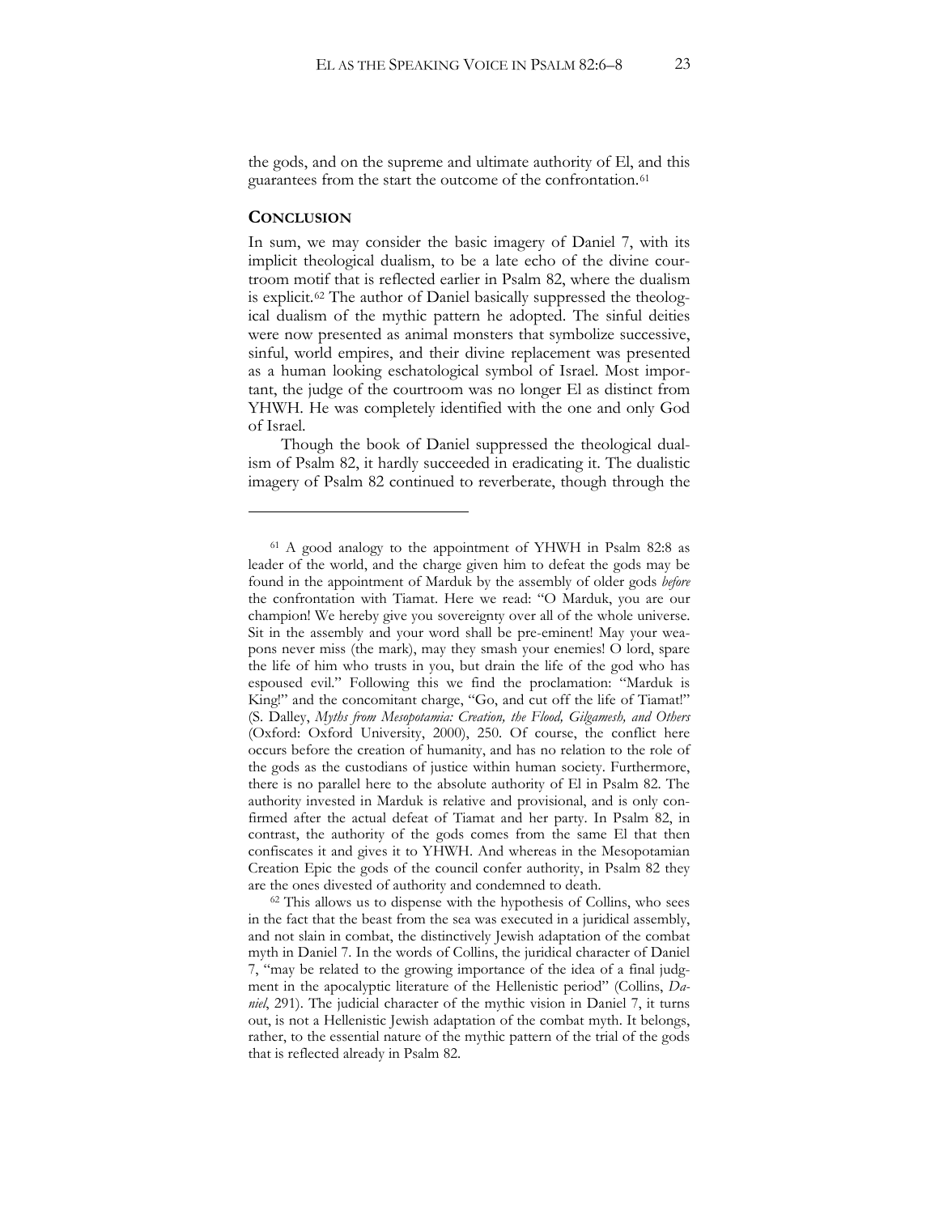the gods, and on the supreme and ultimate authority of El, and this guarantees from the start the outcome of the confrontation.[61]

## CONCLUSION

In sum, we may consider the basic imagery of Daniel 7, with its implicit theological dualism, to be a late echo of the divine courtroom motif that is reflected earlier in Psalm 82, where the dualism is explicit.[62] The author of Daniel basically suppressed the theological dualism of the mythic pattern he adopted. The sinful deities were now presented as animal monsters that symbolize successive, sinful, world empires, and their divine replacement was presented as a human looking eschatological symbol of Israel. Most important, the judge of the courtroom was no longer El as distinct from YHWH. He was completely identified with the one and only God of Israel.

Though the book of Daniel suppressed the theological dualism of Psalm 82, it hardly succeeded in eradicating it. The dualistic imagery of Psalm 82 continued to reverberate, though through the

---

[61] A good analogy to the appointment of YHWH in Psalm 82:8 as leader of the world, and the charge given him to defeat the gods may be found in the appointment of Marduk by the assembly of older gods *before* the confrontation with Tiamat. Here we read: "O Marduk, you are our champion! We hereby give you sovereignty over all of the whole universe. Sit in the assembly and your word shall be pre-eminent! May your weapons never miss (the mark), may they smash your enemies! O lord, spare the life of him who trusts in you, but drain the life of the god who has espoused evil." Following this we find the proclamation: "Marduk is King!" and the concomitant charge, "Go, and cut off the life of Tiamat!" (S. Dalley, *Myths from Mesopotamia: Creation, the Flood, Gilgamesh, and Others* (Oxford: Oxford University, 2000), 250. Of course, the conflict here occurs before the creation of humanity, and has no relation to the role of the gods as the custodians of justice within human society. Furthermore, there is no parallel here to the absolute authority of El in Psalm 82. The authority invested in Marduk is relative and provisional, and is only confirmed after the actual defeat of Tiamat and her party. In Psalm 82, in contrast, the authority of the gods comes from the same El that then confiscates it and gives it to YHWH. And whereas in the Mesopotamian Creation Epic the gods of the council confer authority, in Psalm 82 they are the ones divested of authority and condemned to death.

[62] This allows us to dispense with the hypothesis of Collins, who sees in the fact that the beast from the sea was executed in a juridical assembly, and not slain in combat, the distinctively Jewish adaptation of the combat myth in Daniel 7. In the words of Collins, the juridical character of Daniel 7, "may be related to the growing importance of the idea of a final judgment in the apocalyptic literature of the Hellenistic period" (Collins, *Daniel*, 291). The judicial character of the mythic vision in Daniel 7, it turns out, is not a Hellenistic Jewish adaptation of the combat myth. It belongs, rather, to the essential nature of the mythic pattern of the trial of the gods that is reflected already in Psalm 82.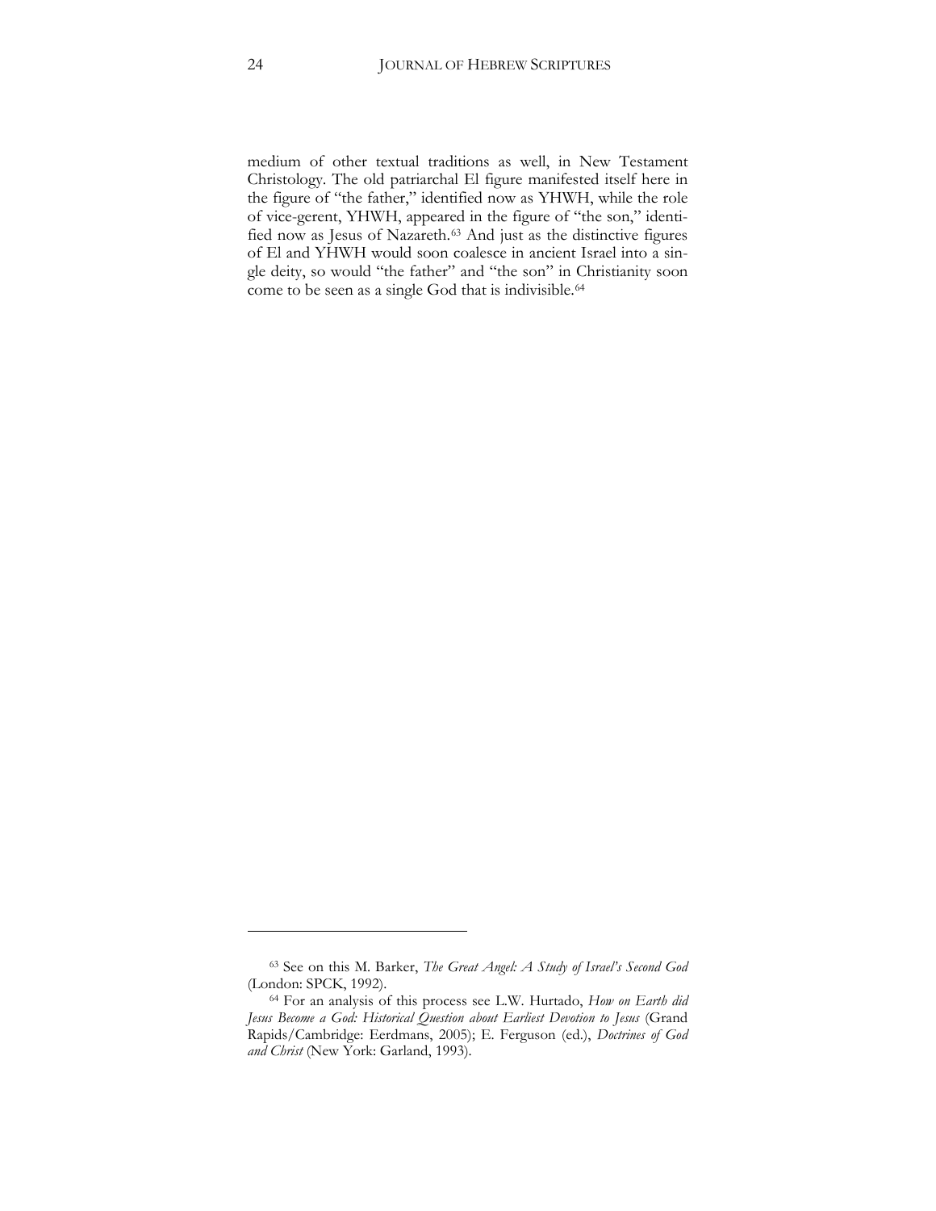medium of other textual traditions as well, in New Testament Christology. The old patriarchal El figure manifested itself here in the figure of "the father," identified now as YHWH, while the role of vice-gerent, YHWH, appeared in the figure of "the son," identified now as Jesus of Nazareth.[63] And just as the distinctive figures of El and YHWH would soon coalesce in ancient Israel into a single deity, so would "the father" and "the son" in Christianity soon come to be seen as a single God that is indivisible.[64]

---

[63] See on this M. Barker, *The Great Angel: A Study of Israel's Second God* (London: SPCK, 1992).

[64] For an analysis of this process see L.W. Hurtado, *How on Earth did Jesus Become a God: Historical Question about Earliest Devotion to Jesus* (Grand Rapids/Cambridge: Eerdmans, 2005); E. Ferguson (ed.), *Doctrines of God and Christ* (New York: Garland, 1993).